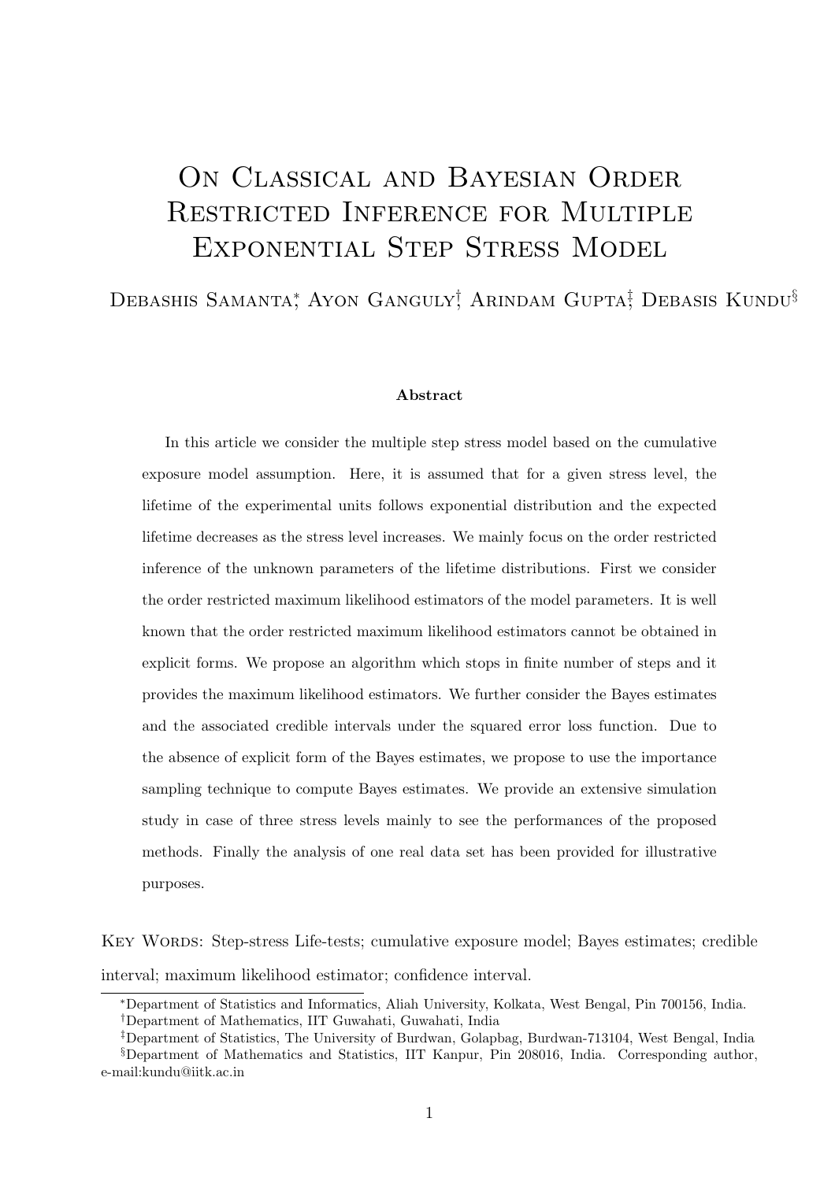# On Classical and Bayesian Order Restricted Inference for Multiple Exponential Step Stress Model

Debashis Samanta[*], Ayon Ganguly[†], Arindam Gupta[‡], Debasis Kundu[§]

### Abstract

In this article we consider the multiple step stress model based on the cumulative exposure model assumption. Here, it is assumed that for a given stress level, the lifetime of the experimental units follows exponential distribution and the expected lifetime decreases as the stress level increases. We mainly focus on the order restricted inference of the unknown parameters of the lifetime distributions. First we consider the order restricted maximum likelihood estimators of the model parameters. It is well known that the order restricted maximum likelihood estimators cannot be obtained in explicit forms. We propose an algorithm which stops in finite number of steps and it provides the maximum likelihood estimators. We further consider the Bayes estimates and the associated credible intervals under the squared error loss function. Due to the absence of explicit form of the Bayes estimates, we propose to use the importance sampling technique to compute Bayes estimates. We provide an extensive simulation study in case of three stress levels mainly to see the performances of the proposed methods. Finally the analysis of one real data set has been provided for illustrative purposes.

Key Words: Step-stress Life-tests; cumulative exposure model; Bayes estimates; credible interval; maximum likelihood estimator; confidence interval.

[*]Department of Statistics and Informatics, Aliah University, Kolkata, West Bengal, Pin 700156, India.

[†]Department of Mathematics, IIT Guwahati, Guwahati, India

[‡]Department of Statistics, The University of Burdwan, Golapbag, Burdwan-713104, West Bengal, India

[§]Department of Mathematics and Statistics, IIT Kanpur, Pin 208016, India. Corresponding author, e-mail:kundu@iitk.ac.in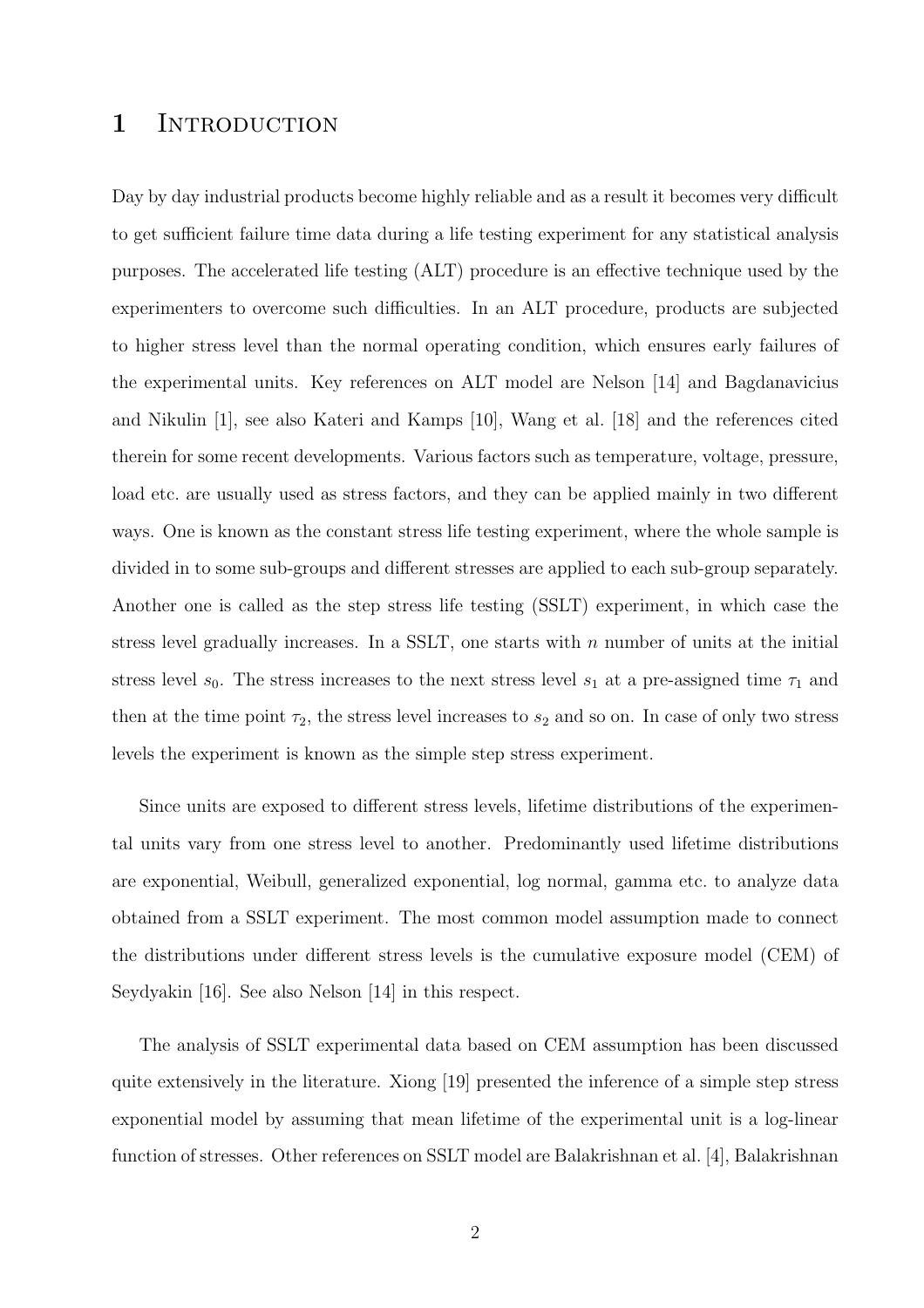# 1 Introduction

Day by day industrial products become highly reliable and as a result it becomes very difficult to get sufficient failure time data during a life testing experiment for any statistical analysis purposes. The accelerated life testing (ALT) procedure is an effective technique used by the experimenters to overcome such difficulties. In an ALT procedure, products are subjected to higher stress level than the normal operating condition, which ensures early failures of the experimental units. Key references on ALT model are Nelson [14] and Bagdanavicius and Nikulin [1], see also Kateri and Kamps [10], Wang et al. [18] and the references cited therein for some recent developments. Various factors such as temperature, voltage, pressure, load etc. are usually used as stress factors, and they can be applied mainly in two different ways. One is known as the constant stress life testing experiment, where the whole sample is divided in to some sub-groups and different stresses are applied to each sub-group separately. Another one is called as the step stress life testing (SSLT) experiment, in which case the stress level gradually increases. In a SSLT, one starts with $n$ number of units at the initial stress level $s_0$. The stress increases to the next stress level $s_1$ at a pre-assigned time $\tau_1$ and then at the time point $\tau_2$, the stress level increases to $s_2$ and so on. In case of only two stress levels the experiment is known as the simple step stress experiment.

Since units are exposed to different stress levels, lifetime distributions of the experimental units vary from one stress level to another. Predominantly used lifetime distributions are exponential, Weibull, generalized exponential, log normal, gamma etc. to analyze data obtained from a SSLT experiment. The most common model assumption made to connect the distributions under different stress levels is the cumulative exposure model (CEM) of Seydyakin [16]. See also Nelson [14] in this respect.

The analysis of SSLT experimental data based on CEM assumption has been discussed quite extensively in the literature. Xiong [19] presented the inference of a simple step stress exponential model by assuming that mean lifetime of the experimental unit is a log-linear function of stresses. Other references on SSLT model are Balakrishnan et al. [4], Balakrishnan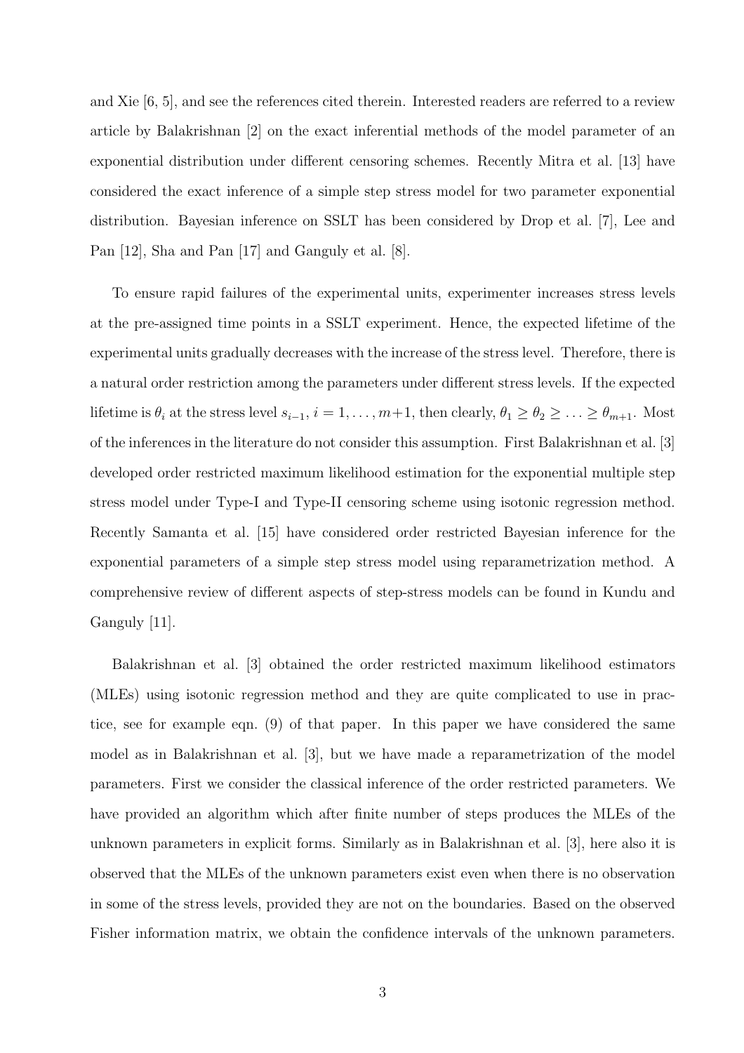and Xie [6, 5], and see the references cited therein. Interested readers are referred to a review article by Balakrishnan [2] on the exact inferential methods of the model parameter of an exponential distribution under different censoring schemes. Recently Mitra et al. [13] have considered the exact inference of a simple step stress model for two parameter exponential distribution. Bayesian inference on SSLT has been considered by Drop et al. [7], Lee and Pan [12], Sha and Pan [17] and Ganguly et al. [8].

To ensure rapid failures of the experimental units, experimenter increases stress levels at the pre-assigned time points in a SSLT experiment. Hence, the expected lifetime of the experimental units gradually decreases with the increase of the stress level. Therefore, there is a natural order restriction among the parameters under different stress levels. If the expected lifetime is $\theta_i$ at the stress level $s_{i-1}$, $i = 1, \ldots, m+1$, then clearly, $\theta_1 \geq \theta_2 \geq \ldots \geq \theta_{m+1}$. Most of the inferences in the literature do not consider this assumption. First Balakrishnan et al. [3] developed order restricted maximum likelihood estimation for the exponential multiple step stress model under Type-I and Type-II censoring scheme using isotonic regression method. Recently Samanta et al. [15] have considered order restricted Bayesian inference for the exponential parameters of a simple step stress model using reparametrization method. A comprehensive review of different aspects of step-stress models can be found in Kundu and Ganguly [11].

Balakrishnan et al. [3] obtained the order restricted maximum likelihood estimators (MLEs) using isotonic regression method and they are quite complicated to use in practice, see for example eqn. (9) of that paper. In this paper we have considered the same model as in Balakrishnan et al. [3], but we have made a reparametrization of the model parameters. First we consider the classical inference of the order restricted parameters. We have provided an algorithm which after finite number of steps produces the MLEs of the unknown parameters in explicit forms. Similarly as in Balakrishnan et al. [3], here also it is observed that the MLEs of the unknown parameters exist even when there is no observation in some of the stress levels, provided they are not on the boundaries. Based on the observed Fisher information matrix, we obtain the confidence intervals of the unknown parameters.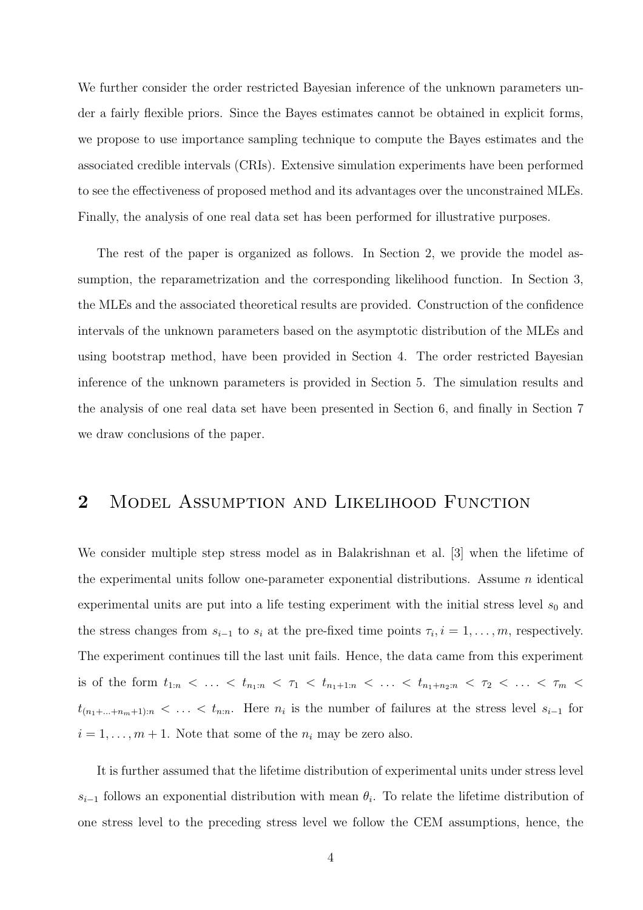We further consider the order restricted Bayesian inference of the unknown parameters under a fairly flexible priors. Since the Bayes estimates cannot be obtained in explicit forms, we propose to use importance sampling technique to compute the Bayes estimates and the associated credible intervals (CRIs). Extensive simulation experiments have been performed to see the effectiveness of proposed method and its advantages over the unconstrained MLEs. Finally, the analysis of one real data set has been performed for illustrative purposes.

The rest of the paper is organized as follows. In Section 2, we provide the model assumption, the reparametrization and the corresponding likelihood function. In Section 3, the MLEs and the associated theoretical results are provided. Construction of the confidence intervals of the unknown parameters based on the asymptotic distribution of the MLEs and using bootstrap method, have been provided in Section 4. The order restricted Bayesian inference of the unknown parameters is provided in Section 5. The simulation results and the analysis of one real data set have been presented in Section 6, and finally in Section 7 we draw conclusions of the paper.

## 2 Model Assumption and Likelihood Function

We consider multiple step stress model as in Balakrishnan et al. [3] when the lifetime of the experimental units follow one-parameter exponential distributions. Assume $n$ identical experimental units are put into a life testing experiment with the initial stress level $s_0$ and the stress changes from $s_{i-1}$ to $s_i$ at the pre-fixed time points $\tau_i, i = 1, \ldots, m$, respectively. The experiment continues till the last unit fails. Hence, the data came from this experiment is of the form $t_{1:n} < \ldots < t_{n_1:n} < \tau_1 < t_{n_1+1:n} < \ldots < t_{n_1+n_2:n} < \tau_2 < \ldots < \tau_m < t_{(n_1+\ldots+n_m+1):n} < \ldots < t_{n:n}$. Here $n_i$ is the number of failures at the stress level $s_{i-1}$ for $i = 1, \ldots, m+1$. Note that some of the $n_i$ may be zero also.

It is further assumed that the lifetime distribution of experimental units under stress level $s_{i-1}$ follows an exponential distribution with mean $\theta_i$. To relate the lifetime distribution of one stress level to the preceding stress level we follow the CEM assumptions, hence, the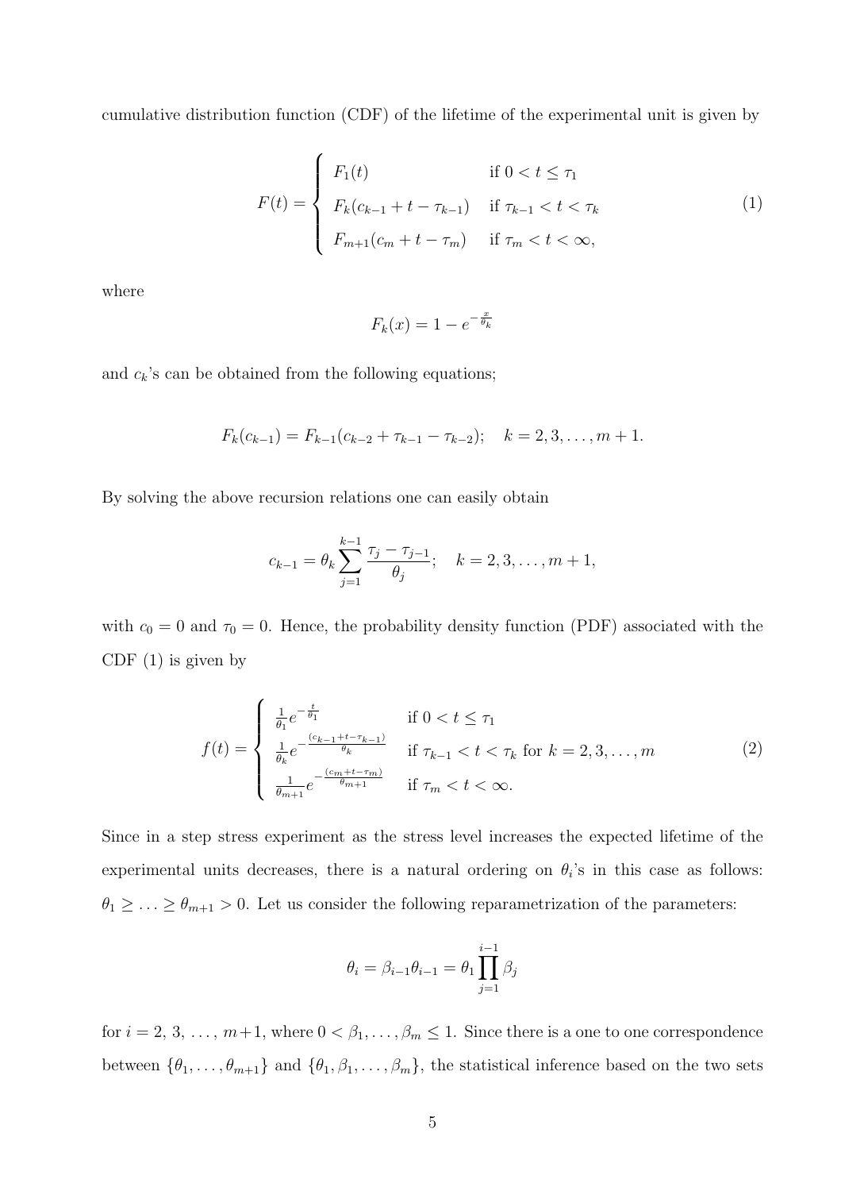cumulative distribution function (CDF) of the lifetime of the experimental unit is given by

$$F(t) = \begin{cases} F_1(t) & \text{if } 0 < t \leq \tau_1 \\ F_k(c_{k-1} + t - \tau_{k-1}) & \text{if } \tau_{k-1} < t < \tau_k \\ F_{m+1}(c_m + t - \tau_m) & \text{if } \tau_m < t < \infty, \end{cases} \tag{1}$$

where

$$F_k(x) = 1 - e^{-\frac{x}{\theta_k}}$$

and $c_k$'s can be obtained from the following equations;

$$F_k(c_{k-1}) = F_{k-1}(c_{k-2} + \tau_{k-1} - \tau_{k-2}); \quad k = 2, 3, \ldots, m+1.$$

By solving the above recursion relations one can easily obtain

$$c_{k-1} = \theta_k \sum_{j=1}^{k-1} \frac{\tau_j - \tau_{j-1}}{\theta_j}; \quad k = 2, 3, \ldots, m+1,$$

with $c_0 = 0$ and $\tau_0 = 0$. Hence, the probability density function (PDF) associated with the CDF (1) is given by

$$f(t) = \begin{cases} \frac{1}{\theta_1} e^{-\frac{t}{\theta_1}} & \text{if } 0 < t \leq \tau_1 \\ \frac{1}{\theta_k} e^{-\frac{(c_{k-1} + t - \tau_{k-1})}{\theta_k}} & \text{if } \tau_{k-1} < t < \tau_k \text{ for } k = 2, 3, \ldots, m \\ \frac{1}{\theta_{m+1}} e^{-\frac{(c_m + t - \tau_m)}{\theta_{m+1}}} & \text{if } \tau_m < t < \infty. \end{cases} \tag{2}$$

Since in a step stress experiment as the stress level increases the expected lifetime of the experimental units decreases, there is a natural ordering on $\theta_i$'s in this case as follows: $\theta_1 \geq \ldots \geq \theta_{m+1} > 0$. Let us consider the following reparametrization of the parameters:

$$\theta_i = \beta_{i-1}\theta_{i-1} = \theta_1 \prod_{j=1}^{i-1} \beta_j$$

for $i = 2, 3, \ldots, m+1$, where $0 < \beta_1, \ldots, \beta_m \leq 1$. Since there is a one to one correspondence between $\{\theta_1, \ldots, \theta_{m+1}\}$ and $\{\theta_1, \beta_1, \ldots, \beta_m\}$, the statistical inference based on the two sets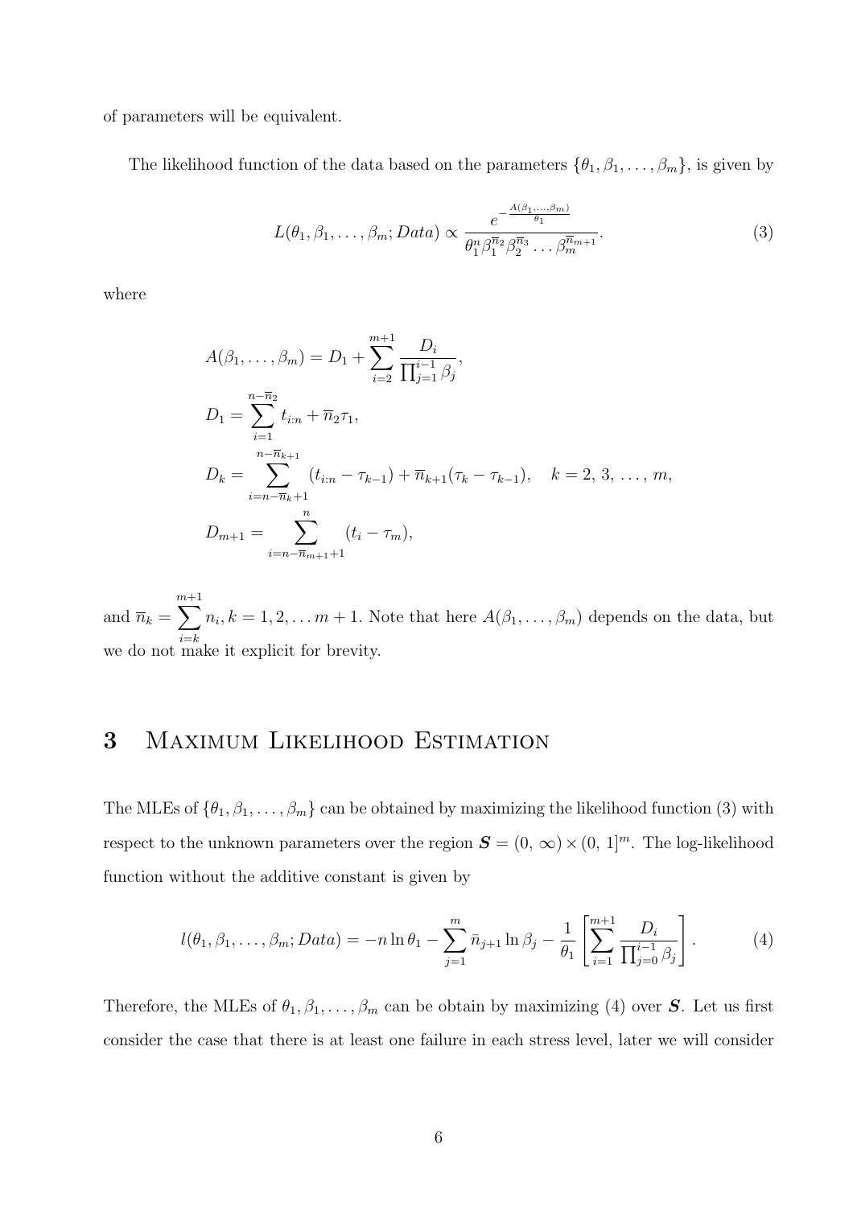of parameters will be equivalent.

The likelihood function of the data based on the parameters $\{\theta_1, \beta_1, \ldots, \beta_m\}$, is given by

$$
L(\theta_1, \beta_1, \ldots, \beta_m; Data) \propto \frac{e^{-\frac{A(\beta_1, \ldots, \beta_m)}{\theta_1}}}{\theta_1^n \beta_1^{\overline{n}_2} \beta_2^{\overline{n}_3} \ldots \beta_m^{\overline{n}_{m+1}}}. \tag{3}
$$

where

$$
\begin{aligned}
A(\beta_1, \ldots, \beta_m) &= D_1 + \sum_{i=2}^{m+1} \frac{D_i}{\prod_{j=1}^{i-1} \beta_j}, \\
D_1 &= \sum_{i=1}^{n-\overline{n}_2} t_{i:n} + \overline{n}_2 \tau_1, \\
D_k &= \sum_{i=n-\overline{n}_k+1}^{n-\overline{n}_{k+1}} (t_{i:n} - \tau_{k-1}) + \overline{n}_{k+1}(\tau_k - \tau_{k-1}), \quad k = 2, 3, \ldots, m, \\
D_{m+1} &= \sum_{i=n-\overline{n}_{m+1}+1}^{n} (t_i - \tau_m),
\end{aligned}
$$

and $\overline{n}_k = \sum_{i=k}^{m+1} n_i, k = 1, 2, \ldots m+1$. Note that here $A(\beta_1, \ldots, \beta_m)$ depends on the data, but we do not make it explicit for brevity.

## 3 Maximum Likelihood Estimation

The MLEs of $\{\theta_1, \beta_1, \ldots, \beta_m\}$ can be obtained by maximizing the likelihood function (3) with respect to the unknown parameters over the region $\boldsymbol{S} = (0, \infty) \times (0, 1]^m$. The log-likelihood function without the additive constant is given by

$$
l(\theta_1, \beta_1, \ldots, \beta_m; Data) = -n \ln \theta_1 - \sum_{j=1}^{m} \bar{n}_{j+1} \ln \beta_j - \frac{1}{\theta_1} \left[ \sum_{i=1}^{m+1} \frac{D_i}{\prod_{j=0}^{i-1} \beta_j} \right]. \tag{4}
$$

Therefore, the MLEs of $\theta_1, \beta_1, \ldots, \beta_m$ can be obtain by maximizing (4) over $\boldsymbol{S}$. Let us first consider the case that there is at least one failure in each stress level, later we will consider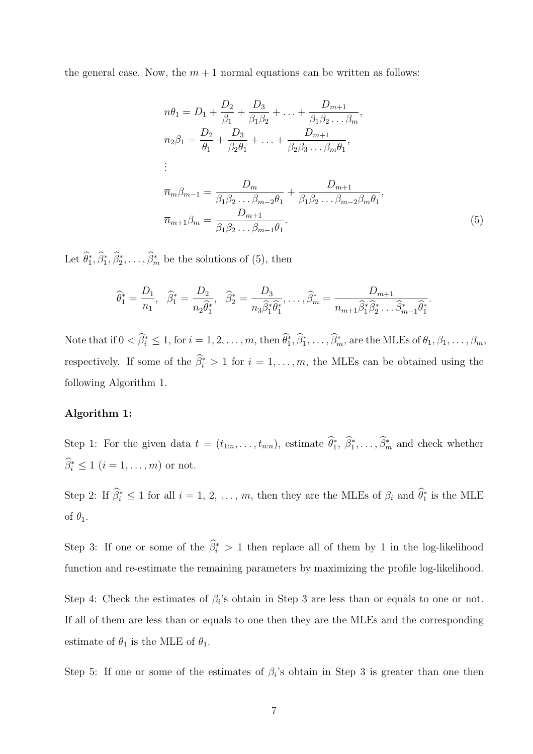the general case. Now, the $m+1$ normal equations can be written as follows:

$$
\begin{aligned}
n\theta_1 &= D_1 + \frac{D_2}{\beta_1} + \frac{D_3}{\beta_1\beta_2} + \ldots + \frac{D_{m+1}}{\beta_1\beta_2\ldots\beta_m}, \\
\overline{n}_2\beta_1 &= \frac{D_2}{\theta_1} + \frac{D_3}{\beta_2\theta_1} + \ldots + \frac{D_{m+1}}{\beta_2\beta_3\ldots\beta_m\theta_1}, \\
&\vdots \\
\overline{n}_m\beta_{m-1} &= \frac{D_m}{\beta_1\beta_2\ldots\beta_{m-2}\theta_1} + \frac{D_{m+1}}{\beta_1\beta_2\ldots\beta_{m-2}\beta_m\theta_1}, \\
\overline{n}_{m+1}\beta_m &= \frac{D_{m+1}}{\beta_1\beta_2\ldots\beta_{m-1}\theta_1}.
\end{aligned} \tag{5}
$$

Let $\widehat{\theta}_1^*, \widehat{\beta}_1^*, \widehat{\beta}_2^*, \ldots, \widehat{\beta}_m^*$ be the solutions of (5), then

$$
\widehat{\theta}_1^* = \frac{D_1}{n_1}, \quad \widehat{\beta}_1^* = \frac{D_2}{n_2\widehat{\theta}_1^*}, \quad \widehat{\beta}_2^* = \frac{D_3}{n_3\widehat{\beta}_1^*\widehat{\theta}_1^*}, \ldots, \widehat{\beta}_m^* = \frac{D_{m+1}}{n_{m+1}\widehat{\beta}_1^*\widehat{\beta}_2^*\ldots\widehat{\beta}_{m-1}^*\widehat{\theta}_1^*}.
$$

Note that if $0 < \widehat{\beta}_i^* \leq 1$, for $i = 1, 2, \ldots, m$, then $\widehat{\theta}_1^*, \widehat{\beta}_1^*, \ldots, \widehat{\beta}_m^*$, are the MLEs of $\theta_1, \beta_1, \ldots, \beta_m$, respectively. If some of the $\widehat{\beta}_i^* > 1$ for $i = 1, \ldots, m$, the MLEs can be obtained using the following Algorithm 1.

**Algorithm 1:**

Step 1: For the given data $t = (t_{1:n}, \ldots, t_{n:n})$, estimate $\widehat{\theta}_1^*$, $\widehat{\beta}_1^*, \ldots, \widehat{\beta}_m^*$ and check whether $\widehat{\beta}_i^* \leq 1$ $(i = 1, \ldots, m)$ or not.

Step 2: If $\widehat{\beta}_i^* \leq 1$ for all $i = 1, 2, \ldots, m$, then they are the MLEs of $\beta_i$ and $\widehat{\theta}_1^*$ is the MLE of $\theta_1$.

Step 3: If one or some of the $\widehat{\beta}_i^* > 1$ then replace all of them by 1 in the log-likelihood function and re-estimate the remaining parameters by maximizing the profile log-likelihood.

Step 4: Check the estimates of $\beta_i$'s obtain in Step 3 are less than or equals to one or not. If all of them are less than or equals to one then they are the MLEs and the corresponding estimate of $\theta_1$ is the MLE of $\theta_1$.

Step 5: If one or some of the estimates of $\beta_i$'s obtain in Step 3 is greater than one then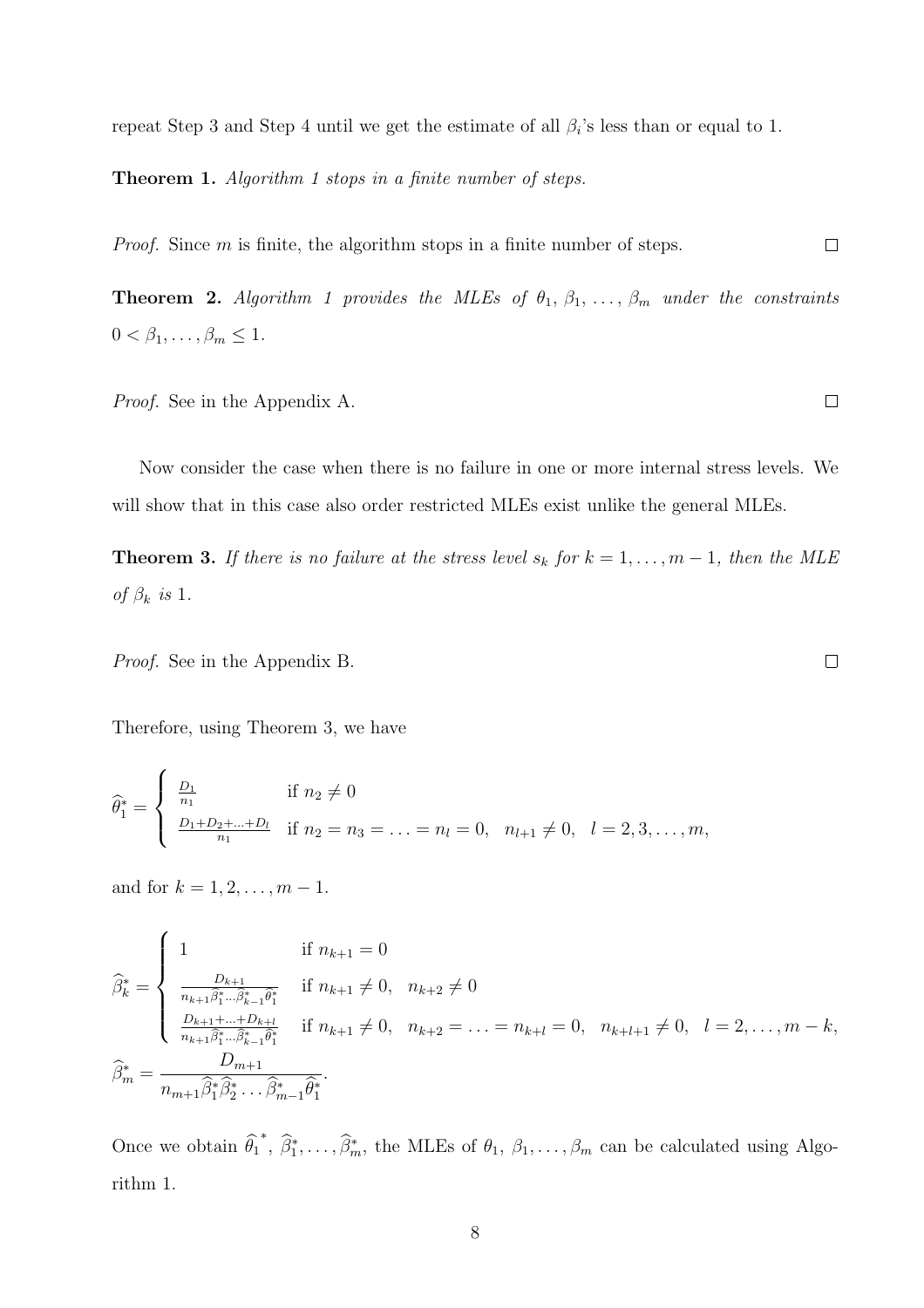repeat Step 3 and Step 4 until we get the estimate of all $\beta_i$'s less than or equal to 1.

**Theorem 1.** *Algorithm 1 stops in a finite number of steps.*

*Proof.* Since $m$ is finite, the algorithm stops in a finite number of steps. $\square$

**Theorem 2.** *Algorithm 1 provides the MLEs of $\theta_1$, $\beta_1$, $\ldots$, $\beta_m$ under the constraints $0 < \beta_1, \ldots, \beta_m \leq 1$.*

*Proof.* See in the Appendix A. $\square$

Now consider the case when there is no failure in one or more internal stress levels. We will show that in this case also order restricted MLEs exist unlike the general MLEs.

**Theorem 3.** *If there is no failure at the stress level $s_k$ for $k = 1, \ldots, m-1$, then the MLE of $\beta_k$ is 1.*

*Proof.* See in the Appendix B. $\square$

Therefore, using Theorem 3, we have

$$
\widehat{\theta}_1^* = \begin{cases} \frac{D_1}{n_1} & \text{if } n_2 \neq 0 \\ \frac{D_1 + D_2 + \ldots + D_l}{n_1} & \text{if } n_2 = n_3 = \ldots = n_l = 0, \quad n_{l+1} \neq 0, \quad l = 2, 3, \ldots, m, \end{cases}
$$

and for $k = 1, 2, \ldots, m-1$.

$$
\widehat{\beta}_k^* = \begin{cases} 1 & \text{if } n_{k+1} = 0 \\ \frac{D_{k+1}}{n_{k+1} \widehat{\beta}_1^* \ldots \widehat{\beta}_{k-1}^* \widehat{\theta}_1^*} & \text{if } n_{k+1} \neq 0, \quad n_{k+2} \neq 0 \\ \frac{D_{k+1} + \ldots + D_{k+l}}{n_{k+1} \widehat{\beta}_1^* \ldots \widehat{\beta}_{k-1}^* \widehat{\theta}_1^*} & \text{if } n_{k+1} \neq 0, \quad n_{k+2} = \ldots = n_{k+l} = 0, \quad n_{k+l+1} \neq 0, \quad l = 2, \ldots, m-k, \end{cases}
$$

$$
\widehat{\beta}_m^* = \frac{D_{m+1}}{n_{m+1} \widehat{\beta}_1^* \widehat{\beta}_2^* \ldots \widehat{\beta}_{m-1}^* \widehat{\theta}_1^*}.
$$

Once we obtain $\widehat{\theta}_1^{\,*}$, $\widehat{\beta}_1^*, \ldots, \widehat{\beta}_m^*$, the MLEs of $\theta_1$, $\beta_1, \ldots, \beta_m$ can be calculated using Algorithm 1.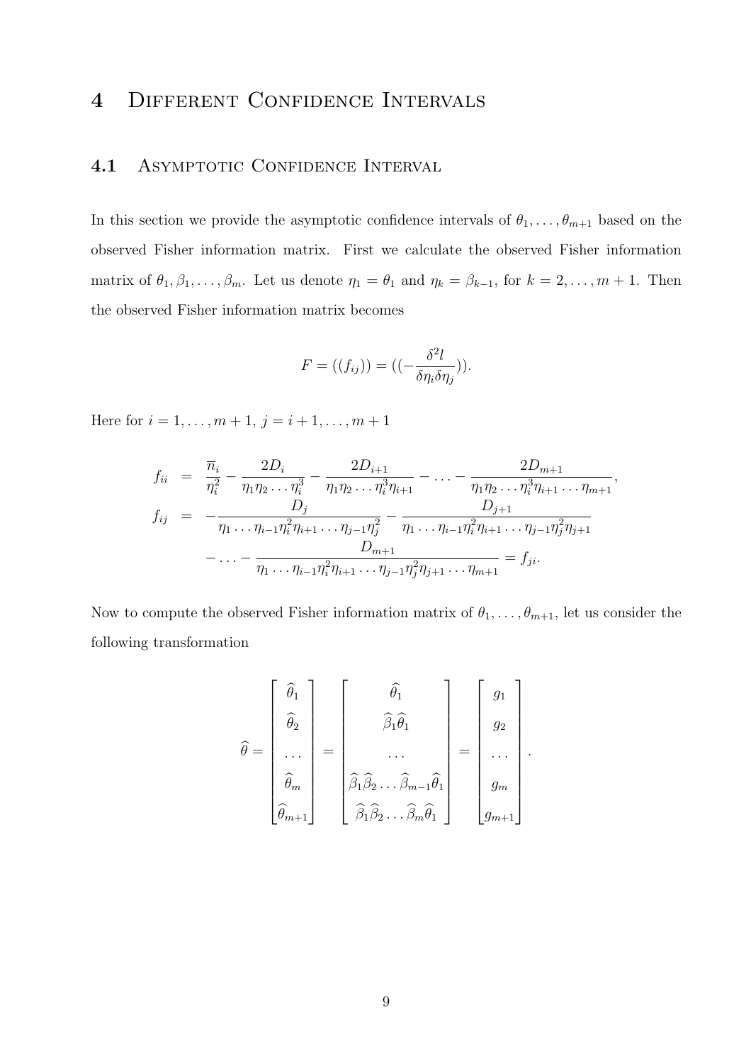# 4 Different Confidence Intervals

## 4.1 Asymptotic Confidence Interval

In this section we provide the asymptotic confidence intervals of $\theta_1, \ldots, \theta_{m+1}$ based on the observed Fisher information matrix. First we calculate the observed Fisher information matrix of $\theta_1, \beta_1, \ldots, \beta_m$. Let us denote $\eta_1 = \theta_1$ and $\eta_k = \beta_{k-1}$, for $k = 2, \ldots, m+1$. Then the observed Fisher information matrix becomes

$$F = ((f_{ij})) = ((-\frac{\delta^2 l}{\delta \eta_i \delta \eta_j})).$$

Here for $i = 1, \ldots, m+1$, $j = i+1, \ldots, m+1$

$$\begin{aligned}
f_{ii} &= \frac{\overline{n}_i}{\eta_i^2} - \frac{2D_i}{\eta_1 \eta_2 \ldots \eta_i^3} - \frac{2D_{i+1}}{\eta_1 \eta_2 \ldots \eta_i^3 \eta_{i+1}} - \ldots - \frac{2D_{m+1}}{\eta_1 \eta_2 \ldots \eta_i^3 \eta_{i+1} \ldots \eta_{m+1}}, \\
f_{ij} &= -\frac{D_j}{\eta_1 \ldots \eta_{i-1} \eta_i^2 \eta_{i+1} \ldots \eta_{j-1} \eta_j^2} - \frac{D_{j+1}}{\eta_1 \ldots \eta_{i-1} \eta_i^2 \eta_{i+1} \ldots \eta_{j-1} \eta_j^2 \eta_{j+1}} \\
&\quad - \ldots - \frac{D_{m+1}}{\eta_1 \ldots \eta_{i-1} \eta_i^2 \eta_{i+1} \ldots \eta_{j-1} \eta_j^2 \eta_{j+1} \ldots \eta_{m+1}} = f_{ji}.
\end{aligned}$$

Now to compute the observed Fisher information matrix of $\theta_1, \ldots, \theta_{m+1}$, let us consider the following transformation

$$\widehat{\theta} = \begin{bmatrix} \widehat{\theta}_1 \\ \widehat{\theta}_2 \\ \ldots \\ \widehat{\theta}_m \\ \widehat{\theta}_{m+1} \end{bmatrix} = \begin{bmatrix} \widehat{\theta}_1 \\ \widehat{\beta}_1 \widehat{\theta}_1 \\ \ldots \\ \widehat{\beta}_1 \widehat{\beta}_2 \ldots \widehat{\beta}_{m-1} \widehat{\theta}_1 \\ \widehat{\beta}_1 \widehat{\beta}_2 \ldots \widehat{\beta}_m \widehat{\theta}_1 \end{bmatrix} = \begin{bmatrix} g_1 \\ g_2 \\ \ldots \\ g_m \\ g_{m+1} \end{bmatrix}.$$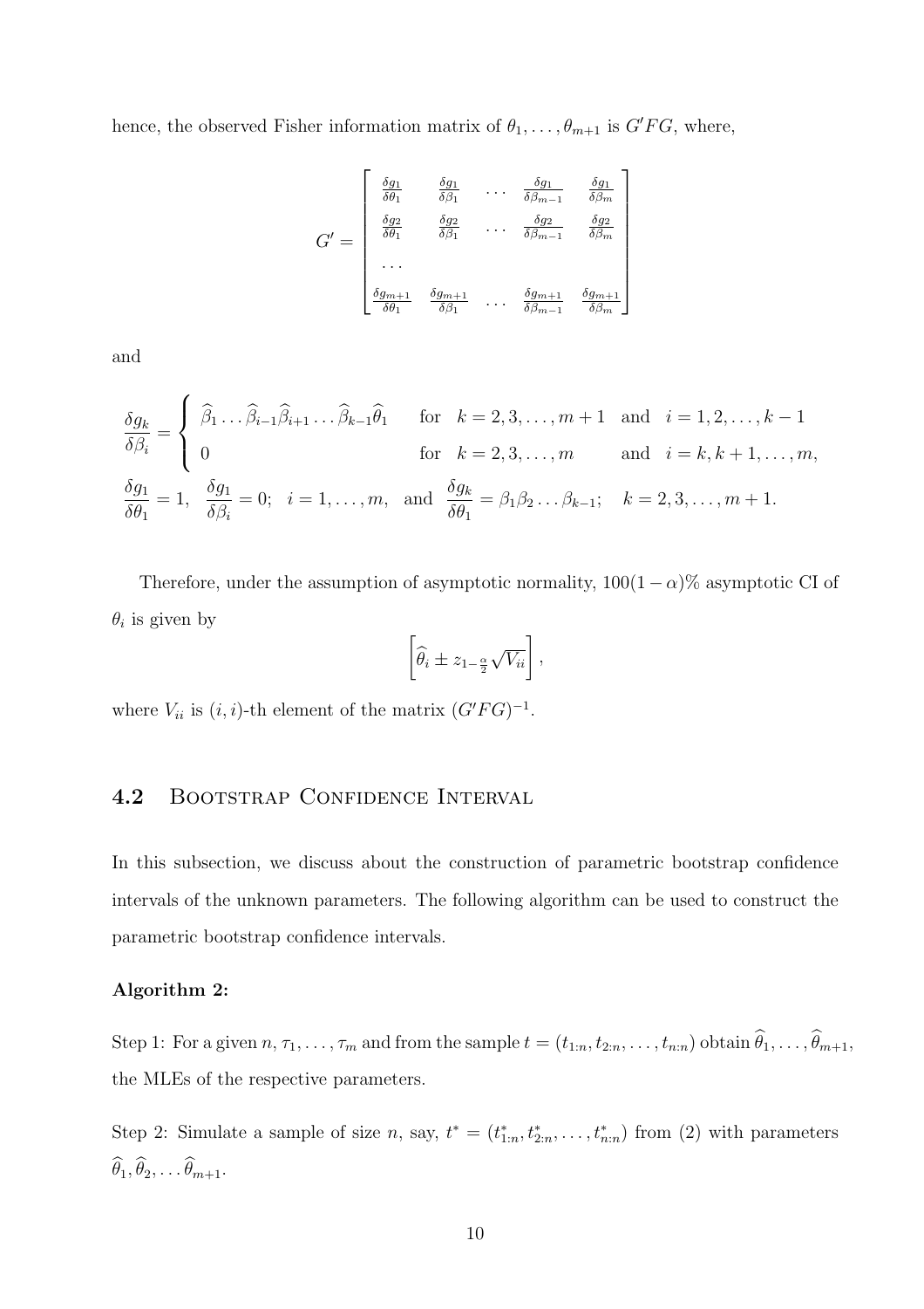hence, the observed Fisher information matrix of $\theta_1, \ldots, \theta_{m+1}$ is $G'FG$, where,

$$
G' = \begin{bmatrix}
\frac{\delta g_1}{\delta \theta_1} & \frac{\delta g_1}{\delta \beta_1} & \ldots & \frac{\delta g_1}{\delta \beta_{m-1}} & \frac{\delta g_1}{\delta \beta_m} \\
\frac{\delta g_2}{\delta \theta_1} & \frac{\delta g_2}{\delta \beta_1} & \ldots & \frac{\delta g_2}{\delta \beta_{m-1}} & \frac{\delta g_2}{\delta \beta_m} \\
\ldots & & & & \\
\frac{\delta g_{m+1}}{\delta \theta_1} & \frac{\delta g_{m+1}}{\delta \beta_1} & \ldots & \frac{\delta g_{m+1}}{\delta \beta_{m-1}} & \frac{\delta g_{m+1}}{\delta \beta_m}
\end{bmatrix}
$$

and

$$
\frac{\delta g_k}{\delta \beta_i} = \begin{cases}
\widehat{\beta}_1 \ldots \widehat{\beta}_{i-1} \widehat{\beta}_{i+1} \ldots \widehat{\beta}_{k-1} \widehat{\theta}_1 & \text{for} \quad k = 2, 3, \ldots, m+1 \quad \text{and} \quad i = 1, 2, \ldots, k-1 \\
0 & \text{for} \quad k = 2, 3, \ldots, m \qquad \text{and} \quad i = k, k+1, \ldots, m,
\end{cases}
$$

$$
\frac{\delta g_1}{\delta \theta_1} = 1, \quad \frac{\delta g_1}{\delta \beta_i} = 0; \quad i = 1, \ldots, m, \quad \text{and} \quad \frac{\delta g_k}{\delta \theta_1} = \beta_1 \beta_2 \ldots \beta_{k-1}; \quad k = 2, 3, \ldots, m+1.
$$

Therefore, under the assumption of asymptotic normality, $100(1-\alpha)\%$ asymptotic CI of $\theta_i$ is given by

$$
\left[ \widehat{\theta}_i \pm z_{1-\frac{\alpha}{2}} \sqrt{V_{ii}} \right],
$$

where $V_{ii}$ is $(i,i)$-th element of the matrix $(G'FG)^{-1}$.

## 4.2 Bootstrap Confidence Interval

In this subsection, we discuss about the construction of parametric bootstrap confidence intervals of the unknown parameters. The following algorithm can be used to construct the parametric bootstrap confidence intervals.

**Algorithm 2:**

Step 1: For a given $n, \tau_1, \ldots, \tau_m$ and from the sample $t = (t_{1:n}, t_{2:n}, \ldots, t_{n:n})$ obtain $\widehat{\theta}_1, \ldots, \widehat{\theta}_{m+1}$, the MLEs of the respective parameters.

Step 2: Simulate a sample of size $n$, say, $t^* = (t^*_{1:n}, t^*_{2:n}, \ldots, t^*_{n:n})$ from (2) with parameters $\widehat{\theta}_1, \widehat{\theta}_2, \ldots \widehat{\theta}_{m+1}$.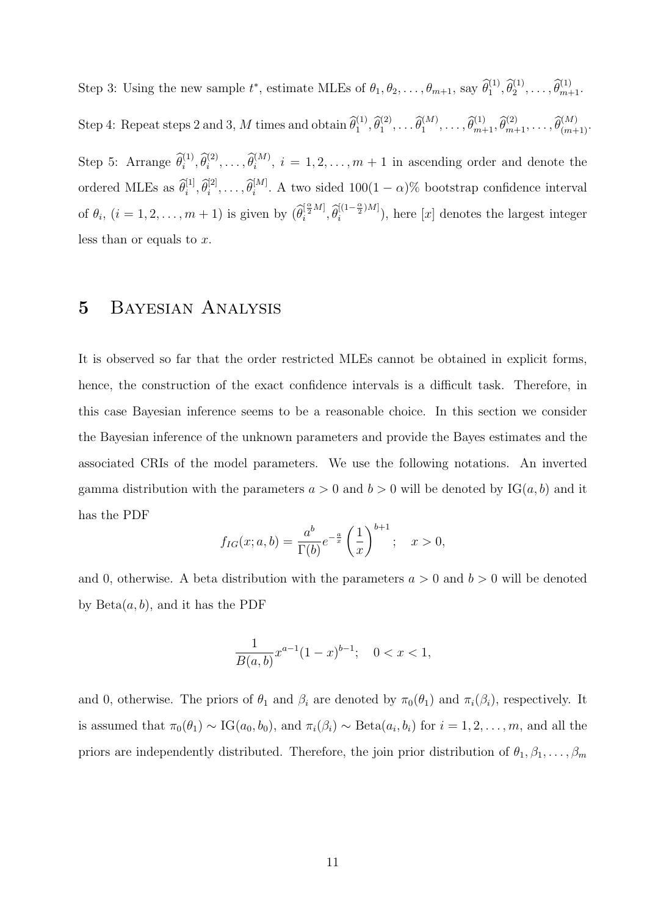Step 3: Using the new sample $t^*$, estimate MLEs of $\theta_1, \theta_2, \ldots, \theta_{m+1}$, say $\widehat{\theta}_1^{(1)}, \widehat{\theta}_2^{(1)}, \ldots, \widehat{\theta}_{m+1}^{(1)}$.

Step 4: Repeat steps 2 and 3, $M$ times and obtain $\widehat{\theta}_1^{(1)}, \widehat{\theta}_1^{(2)}, \ldots \widehat{\theta}_1^{(M)}, \ldots, \widehat{\theta}_{m+1}^{(1)}, \widehat{\theta}_{m+1}^{(2)}, \ldots, \widehat{\theta}_{(m+1)}^{(M)}$.

Step 5: Arrange $\widehat{\theta}_i^{(1)}, \widehat{\theta}_i^{(2)}, \ldots, \widehat{\theta}_i^{(M)}$, $i = 1, 2, \ldots, m+1$ in ascending order and denote the ordered MLEs as $\widehat{\theta}_i^{[1]}, \widehat{\theta}_i^{[2]}, \ldots, \widehat{\theta}_i^{[M]}$. A two sided $100(1-\alpha)\%$ bootstrap confidence interval of $\theta_i$, $(i = 1, 2, \ldots, m+1)$ is given by $(\widehat{\theta}_i^{[\frac{\alpha}{2}M]}, \widehat{\theta}_i^{[(1-\frac{\alpha}{2})M]})$, here $[x]$ denotes the largest integer less than or equals to $x$.

# 5 Bayesian Analysis

It is observed so far that the order restricted MLEs cannot be obtained in explicit forms, hence, the construction of the exact confidence intervals is a difficult task. Therefore, in this case Bayesian inference seems to be a reasonable choice. In this section we consider the Bayesian inference of the unknown parameters and provide the Bayes estimates and the associated CRIs of the model parameters. We use the following notations. An inverted gamma distribution with the parameters $a > 0$ and $b > 0$ will be denoted by $\text{IG}(a, b)$ and it has the PDF

$$f_{IG}(x; a, b) = \frac{a^b}{\Gamma(b)} e^{-\frac{a}{x}} \left(\frac{1}{x}\right)^{b+1}; \quad x > 0,$$

and 0, otherwise. A beta distribution with the parameters $a > 0$ and $b > 0$ will be denoted by $\text{Beta}(a, b)$, and it has the PDF

$$\frac{1}{B(a, b)} x^{a-1}(1-x)^{b-1}; \quad 0 < x < 1,$$

and 0, otherwise. The priors of $\theta_1$ and $\beta_i$ are denoted by $\pi_0(\theta_1)$ and $\pi_i(\beta_i)$, respectively. It is assumed that $\pi_0(\theta_1) \sim \text{IG}(a_0, b_0)$, and $\pi_i(\beta_i) \sim \text{Beta}(a_i, b_i)$ for $i = 1, 2, \ldots, m$, and all the priors are independently distributed. Therefore, the join prior distribution of $\theta_1, \beta_1, \ldots, \beta_m$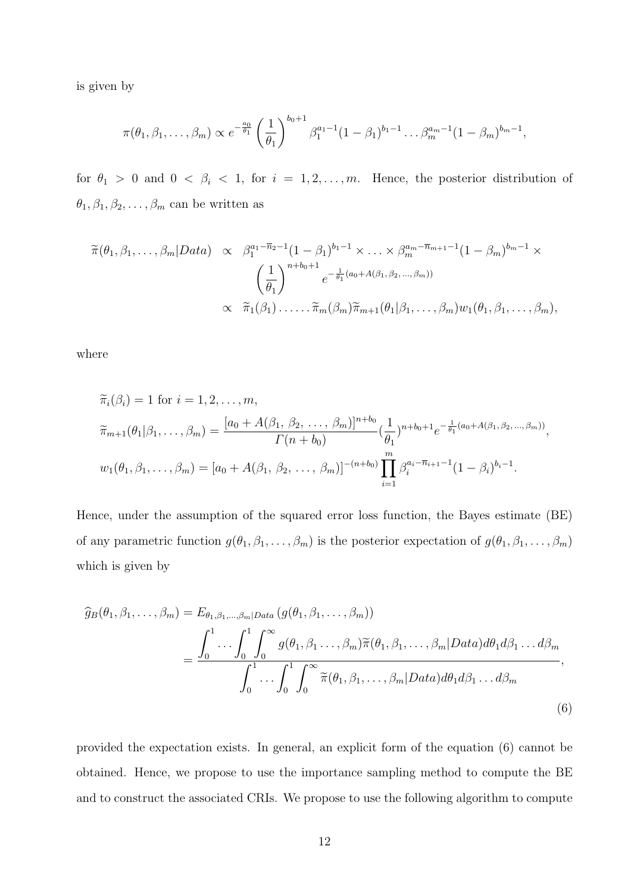is given by

$$\pi(\theta_1, \beta_1, \ldots, \beta_m) \propto e^{-\frac{a_0}{\theta_1}} \left(\frac{1}{\theta_1}\right)^{b_0+1} \beta_1^{a_1-1}(1-\beta_1)^{b_1-1} \ldots \beta_m^{a_m-1}(1-\beta_m)^{b_m-1},$$

for $\theta_1 > 0$ and $0 < \beta_i < 1$, for $i = 1, 2, \ldots, m$. Hence, the posterior distribution of $\theta_1, \beta_1, \beta_2, \ldots, \beta_m$ can be written as

$$\begin{aligned}
\widetilde{\pi}(\theta_1, \beta_1, \ldots, \beta_m|Data) &\propto \beta_1^{a_1-\overline{n}_2-1}(1-\beta_1)^{b_1-1} \times \ldots \times \beta_m^{a_m-\overline{n}_{m+1}-1}(1-\beta_m)^{b_m-1} \times \\
&\quad \left(\frac{1}{\theta_1}\right)^{n+b_0+1} e^{-\frac{1}{\theta_1}(a_0+A(\beta_1,\beta_2,\ldots,\beta_m))} \\
&\propto \widetilde{\pi}_1(\beta_1) \ldots \ldots \widetilde{\pi}_m(\beta_m)\widetilde{\pi}_{m+1}(\theta_1|\beta_1, \ldots, \beta_m)w_1(\theta_1, \beta_1, \ldots, \beta_m),
\end{aligned}$$

where

$$\begin{aligned}
&\widetilde{\pi}_i(\beta_i) = 1 \text{ for } i = 1, 2, \ldots, m, \\
&\widetilde{\pi}_{m+1}(\theta_1|\beta_1, \ldots, \beta_m) = \frac{[a_0 + A(\beta_1,\, \beta_2,\, \ldots,\, \beta_m)]^{n+b_0}}{\Gamma(n+b_0)} (\frac{1}{\theta_1})^{n+b_0+1} e^{-\frac{1}{\theta_1}(a_0+A(\beta_1,\beta_2,\ldots,\beta_m))}, \\
&w_1(\theta_1, \beta_1, \ldots, \beta_m) = [a_0 + A(\beta_1,\, \beta_2,\, \ldots,\, \beta_m)]^{-(n+b_0)} \prod_{i=1}^{m} \beta_i^{a_i-\overline{n}_{i+1}-1}(1-\beta_i)^{b_i-1}.
\end{aligned}$$

Hence, under the assumption of the squared error loss function, the Bayes estimate (BE) of any parametric function $g(\theta_1, \beta_1, \ldots, \beta_m)$ is the posterior expectation of $g(\theta_1, \beta_1, \ldots, \beta_m)$ which is given by

$$\begin{aligned}
\widehat{g}_B(\theta_1, \beta_1, \ldots, \beta_m) &= E_{\theta_1,\beta_1,\ldots,\beta_m|Data}\left(g(\theta_1, \beta_1, \ldots, \beta_m)\right) \\
&= \frac{\displaystyle\int_0^1 \ldots \int_0^1 \int_0^\infty g(\theta_1, \beta_1 \ldots, \beta_m)\widetilde{\pi}(\theta_1, \beta_1, \ldots, \beta_m|Data)d\theta_1 d\beta_1 \ldots d\beta_m}{\displaystyle\int_0^1 \ldots \int_0^1 \int_0^\infty \widetilde{\pi}(\theta_1, \beta_1, \ldots, \beta_m|Data)d\theta_1 d\beta_1 \ldots d\beta_m},
\end{aligned} \tag{6}$$

provided the expectation exists. In general, an explicit form of the equation (6) cannot be obtained. Hence, we propose to use the importance sampling method to compute the BE and to construct the associated CRIs. We propose to use the following algorithm to compute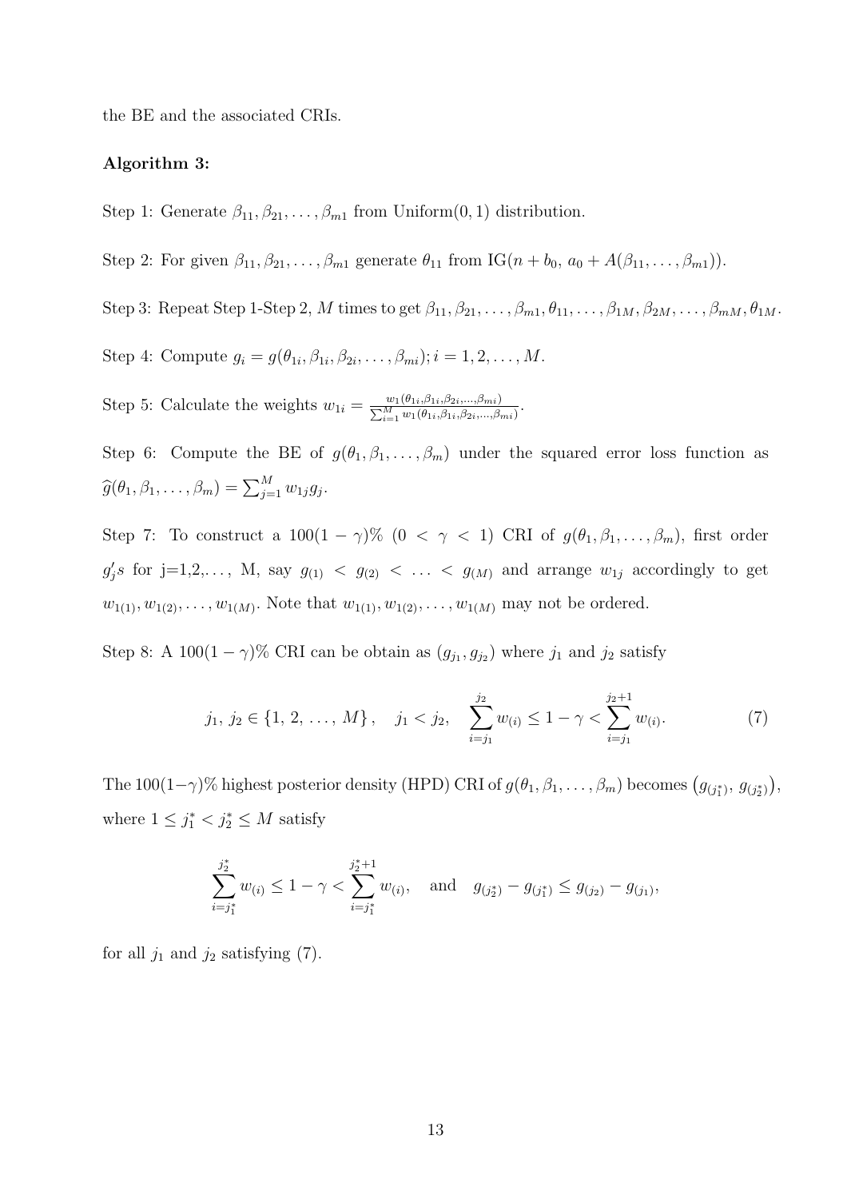the BE and the associated CRIs.

**Algorithm 3:**

Step 1: Generate $\beta_{11}, \beta_{21}, \ldots, \beta_{m1}$ from Uniform$(0, 1)$ distribution.

Step 2: For given $\beta_{11}, \beta_{21}, \ldots, \beta_{m1}$ generate $\theta_{11}$ from IG$(n + b_0,\, a_0 + A(\beta_{11}, \ldots, \beta_{m1}))$.

Step 3: Repeat Step 1-Step 2, $M$ times to get $\beta_{11}, \beta_{21}, \ldots, \beta_{m1}, \theta_{11}, \ldots, \beta_{1M}, \beta_{2M}, \ldots, \beta_{mM}, \theta_{1M}$.

Step 4: Compute $g_i = g(\theta_{1i}, \beta_{1i}, \beta_{2i}, \ldots, \beta_{mi}); i = 1, 2, \ldots, M$.

Step 5: Calculate the weights $w_{1i} = \frac{w_1(\theta_{1i}, \beta_{1i}, \beta_{2i}, \ldots, \beta_{mi})}{\sum_{i=1}^{M} w_1(\theta_{1i}, \beta_{1i}, \beta_{2i}, \ldots, \beta_{mi})}$.

Step 6: Compute the BE of $g(\theta_1, \beta_1, \ldots, \beta_m)$ under the squared error loss function as $\widehat{g}(\theta_1, \beta_1, \ldots, \beta_m) = \sum_{j=1}^{M} w_{1j} g_j$.

Step 7: To construct a $100(1-\gamma)\%$ $(0 < \gamma < 1)$ CRI of $g(\theta_1, \beta_1, \ldots, \beta_m)$, first order $g_j's$ for j=1,2,..., M, say $g_{(1)} < g_{(2)} < \ldots < g_{(M)}$ and arrange $w_{1j}$ accordingly to get $w_{1(1)}, w_{1(2)}, \ldots, w_{1(M)}$. Note that $w_{1(1)}, w_{1(2)}, \ldots, w_{1(M)}$ may not be ordered.

Step 8: A $100(1-\gamma)\%$ CRI can be obtain as $(g_{j_1}, g_{j_2})$ where $j_1$ and $j_2$ satisfy

$$j_1,\, j_2 \in \{1,\, 2,\, \ldots,\, M\}, \quad j_1 < j_2, \quad \sum_{i=j_1}^{j_2} w_{(i)} \leq 1 - \gamma < \sum_{i=j_1}^{j_2+1} w_{(i)}. \tag{7}$$

The $100(1-\gamma)\%$ highest posterior density (HPD) CRI of $g(\theta_1, \beta_1, \ldots, \beta_m)$ becomes $\left(g_{(j_1^*)},\, g_{(j_2^*)}\right)$, where $1 \leq j_1^* < j_2^* \leq M$ satisfy

$$\sum_{i=j_1^*}^{j_2^*} w_{(i)} \leq 1 - \gamma < \sum_{i=j_1^*}^{j_2^*+1} w_{(i)}, \quad \text{and} \quad g_{(j_2^*)} - g_{(j_1^*)} \leq g_{(j_2)} - g_{(j_1)},$$

for all $j_1$ and $j_2$ satisfying (7).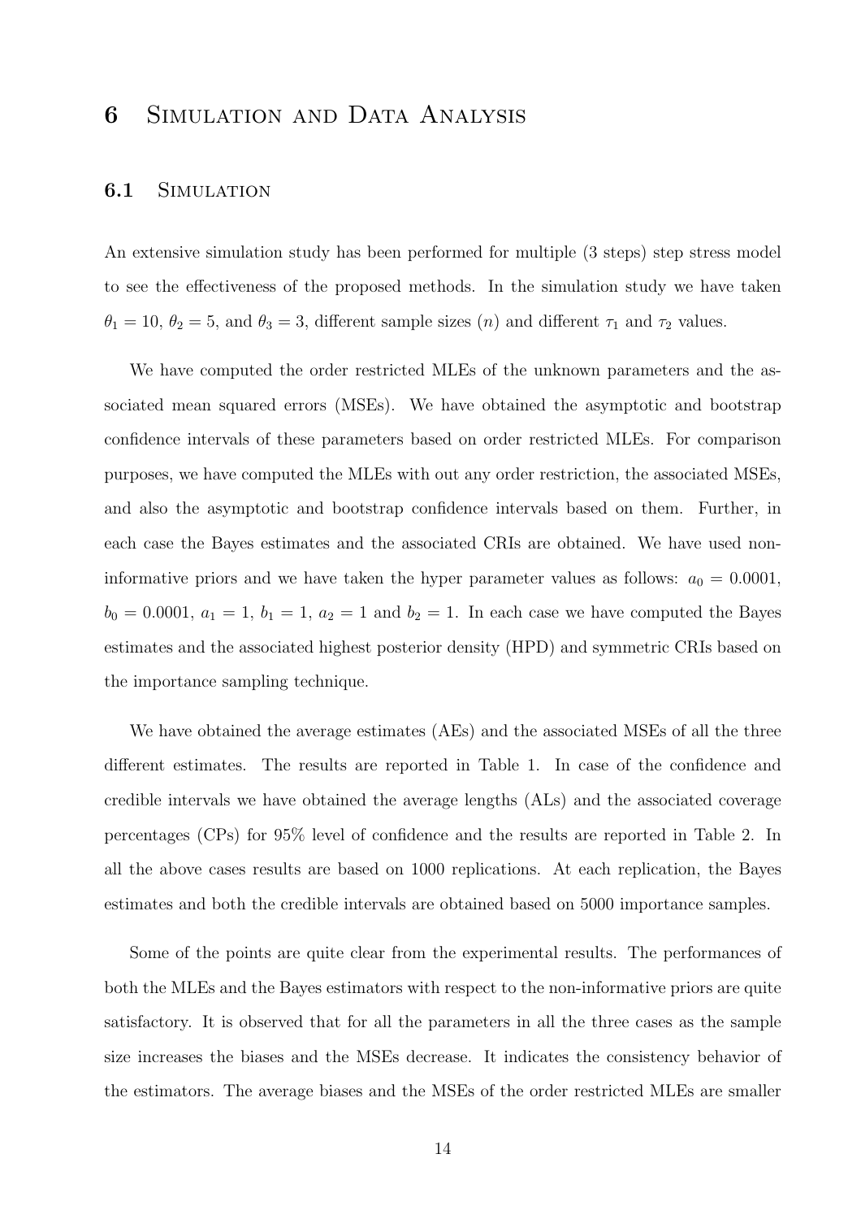# 6 Simulation and Data Analysis

## 6.1 Simulation

An extensive simulation study has been performed for multiple (3 steps) step stress model to see the effectiveness of the proposed methods. In the simulation study we have taken $\theta_1 = 10$, $\theta_2 = 5$, and $\theta_3 = 3$, different sample sizes ($n$) and different $\tau_1$ and $\tau_2$ values.

We have computed the order restricted MLEs of the unknown parameters and the associated mean squared errors (MSEs). We have obtained the asymptotic and bootstrap confidence intervals of these parameters based on order restricted MLEs. For comparison purposes, we have computed the MLEs with out any order restriction, the associated MSEs, and also the asymptotic and bootstrap confidence intervals based on them. Further, in each case the Bayes estimates and the associated CRIs are obtained. We have used non-informative priors and we have taken the hyper parameter values as follows: $a_0 = 0.0001$, $b_0 = 0.0001$, $a_1 = 1$, $b_1 = 1$, $a_2 = 1$ and $b_2 = 1$. In each case we have computed the Bayes estimates and the associated highest posterior density (HPD) and symmetric CRIs based on the importance sampling technique.

We have obtained the average estimates (AEs) and the associated MSEs of all the three different estimates. The results are reported in Table 1. In case of the confidence and credible intervals we have obtained the average lengths (ALs) and the associated coverage percentages (CPs) for 95% level of confidence and the results are reported in Table 2. In all the above cases results are based on 1000 replications. At each replication, the Bayes estimates and both the credible intervals are obtained based on 5000 importance samples.

Some of the points are quite clear from the experimental results. The performances of both the MLEs and the Bayes estimators with respect to the non-informative priors are quite satisfactory. It is observed that for all the parameters in all the three cases as the sample size increases the biases and the MSEs decrease. It indicates the consistency behavior of the estimators. The average biases and the MSEs of the order restricted MLEs are smaller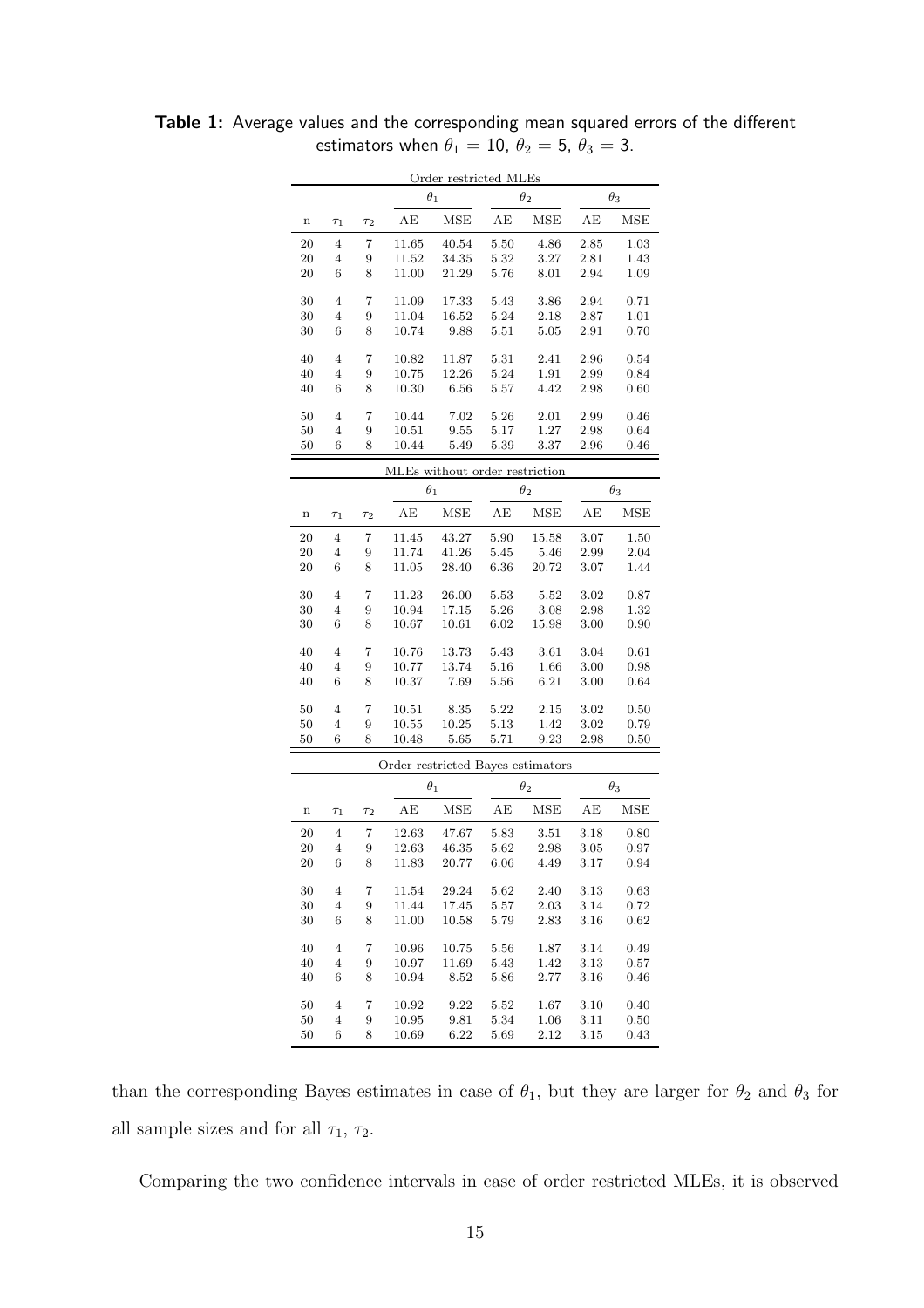**Table 1:** Average values and the corresponding mean squared errors of the different estimators when $\theta_1 = 10$, $\theta_2 = 5$, $\theta_3 = 3$.

| | | | Order restricted MLEs | | | | | |
|---|---|---|---|---|---|---|---|---|
| | | | $\theta_1$ | | $\theta_2$ | | $\theta_3$ | |
| n | $\tau_1$ | $\tau_2$ | AE | MSE | AE | MSE | AE | MSE |
| 20 | 4 | 7 | 11.65 | 40.54 | 5.50 | 4.86 | 2.85 | 1.03 |
| 20 | 4 | 9 | 11.52 | 34.35 | 5.32 | 3.27 | 2.81 | 1.43 |
| 20 | 6 | 8 | 11.00 | 21.29 | 5.76 | 8.01 | 2.94 | 1.09 |
| 30 | 4 | 7 | 11.09 | 17.33 | 5.43 | 3.86 | 2.94 | 0.71 |
| 30 | 4 | 9 | 11.04 | 16.52 | 5.24 | 2.18 | 2.87 | 1.01 |
| 30 | 6 | 8 | 10.74 | 9.88 | 5.51 | 5.05 | 2.91 | 0.70 |
| 40 | 4 | 7 | 10.82 | 11.87 | 5.31 | 2.41 | 2.96 | 0.54 |
| 40 | 4 | 9 | 10.75 | 12.26 | 5.24 | 1.91 | 2.99 | 0.84 |
| 40 | 6 | 8 | 10.30 | 6.56 | 5.57 | 4.42 | 2.98 | 0.60 |
| 50 | 4 | 7 | 10.44 | 7.02 | 5.26 | 2.01 | 2.99 | 0.46 |
| 50 | 4 | 9 | 10.51 | 9.55 | 5.17 | 1.27 | 2.98 | 0.64 |
| 50 | 6 | 8 | 10.44 | 5.49 | 5.39 | 3.37 | 2.96 | 0.46 |

| | | | MLEs without order restriction | | | | | |
|---|---|---|---|---|---|---|---|---|
| | | | $\theta_1$ | | $\theta_2$ | | $\theta_3$ | |
| n | $\tau_1$ | $\tau_2$ | AE | MSE | AE | MSE | AE | MSE |
| 20 | 4 | 7 | 11.45 | 43.27 | 5.90 | 15.58 | 3.07 | 1.50 |
| 20 | 4 | 9 | 11.74 | 41.26 | 5.45 | 5.46 | 2.99 | 2.04 |
| 20 | 6 | 8 | 11.05 | 28.40 | 6.36 | 20.72 | 3.07 | 1.44 |
| 30 | 4 | 7 | 11.23 | 26.00 | 5.53 | 5.52 | 3.02 | 0.87 |
| 30 | 4 | 9 | 10.94 | 17.15 | 5.26 | 3.08 | 2.98 | 1.32 |
| 30 | 6 | 8 | 10.67 | 10.61 | 6.02 | 15.98 | 3.00 | 0.90 |
| 40 | 4 | 7 | 10.76 | 13.73 | 5.43 | 3.61 | 3.04 | 0.61 |
| 40 | 4 | 9 | 10.77 | 13.74 | 5.16 | 1.66 | 3.00 | 0.98 |
| 40 | 6 | 8 | 10.37 | 7.69 | 5.56 | 6.21 | 3.00 | 0.64 |
| 50 | 4 | 7 | 10.51 | 8.35 | 5.22 | 2.15 | 3.02 | 0.50 |
| 50 | 4 | 9 | 10.55 | 10.25 | 5.13 | 1.42 | 3.02 | 0.79 |
| 50 | 6 | 8 | 10.48 | 5.65 | 5.71 | 9.23 | 2.98 | 0.50 |

| | | | Order restricted Bayes estimators | | | | | |
|---|---|---|---|---|---|---|---|---|
| | | | $\theta_1$ | | $\theta_2$ | | $\theta_3$ | |
| n | $\tau_1$ | $\tau_2$ | AE | MSE | AE | MSE | AE | MSE |
| 20 | 4 | 7 | 12.63 | 47.67 | 5.83 | 3.51 | 3.18 | 0.80 |
| 20 | 4 | 9 | 12.63 | 46.35 | 5.62 | 2.98 | 3.05 | 0.97 |
| 20 | 6 | 8 | 11.83 | 20.77 | 6.06 | 4.49 | 3.17 | 0.94 |
| 30 | 4 | 7 | 11.54 | 29.24 | 5.62 | 2.40 | 3.13 | 0.63 |
| 30 | 4 | 9 | 11.44 | 17.45 | 5.57 | 2.03 | 3.14 | 0.72 |
| 30 | 6 | 8 | 11.00 | 10.58 | 5.79 | 2.83 | 3.16 | 0.62 |
| 40 | 4 | 7 | 10.96 | 10.75 | 5.56 | 1.87 | 3.14 | 0.49 |
| 40 | 4 | 9 | 10.97 | 11.69 | 5.43 | 1.42 | 3.13 | 0.57 |
| 40 | 6 | 8 | 10.94 | 8.52 | 5.86 | 2.77 | 3.16 | 0.46 |
| 50 | 4 | 7 | 10.92 | 9.22 | 5.52 | 1.67 | 3.10 | 0.40 |
| 50 | 4 | 9 | 10.95 | 9.81 | 5.34 | 1.06 | 3.11 | 0.50 |
| 50 | 6 | 8 | 10.69 | 6.22 | 5.69 | 2.12 | 3.15 | 0.43 |

than the corresponding Bayes estimates in case of $\theta_1$, but they are larger for $\theta_2$ and $\theta_3$ for all sample sizes and for all $\tau_1$, $\tau_2$.

Comparing the two confidence intervals in case of order restricted MLEs, it is observed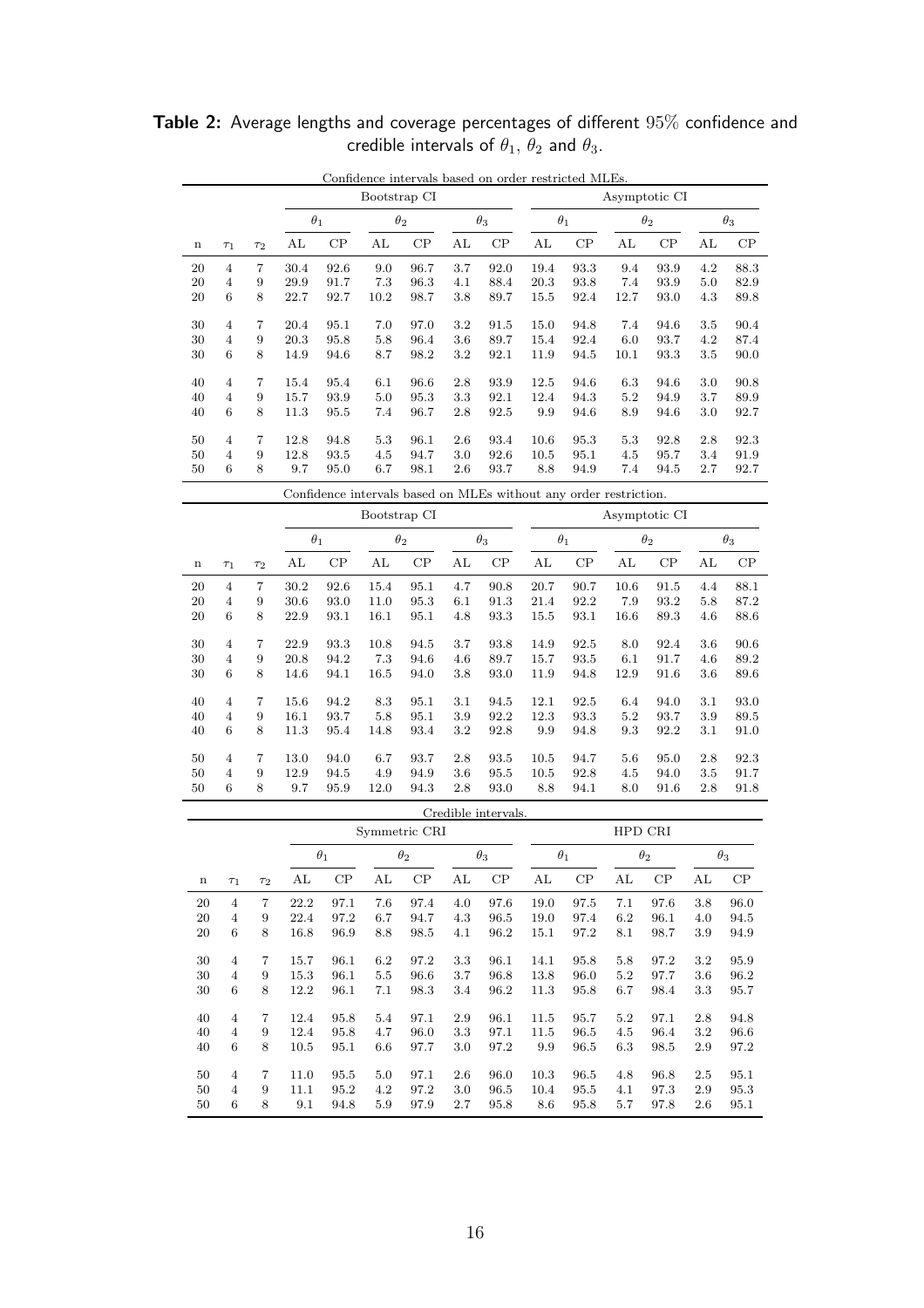**Table 2:** Average lengths and coverage percentages of different 95% confidence and credible intervals of $\theta_1$, $\theta_2$ and $\theta_3$.

Confidence intervals based on order restricted MLEs.

| | | | Bootstrap CI | | | | | | Asymptotic CI | | | | | |
|---|---|---|---|---|---|---|---|---|---|---|---|---|---|---|
| | | | $\theta_1$ | | $\theta_2$ | | $\theta_3$ | | $\theta_1$ | | $\theta_2$ | | $\theta_3$ | |
| n | $\tau_1$ | $\tau_2$ | AL | CP | AL | CP | AL | CP | AL | CP | AL | CP | AL | CP |
| 20 | 4 | 7 | 30.4 | 92.6 | 9.0 | 96.7 | 3.7 | 92.0 | 19.4 | 93.3 | 9.4 | 93.9 | 4.2 | 88.3 |
| 20 | 4 | 9 | 29.9 | 91.7 | 7.3 | 96.3 | 4.1 | 88.4 | 20.3 | 93.8 | 7.4 | 93.9 | 5.0 | 82.9 |
| 20 | 6 | 8 | 22.7 | 92.7 | 10.2 | 98.7 | 3.8 | 89.7 | 15.5 | 92.4 | 12.7 | 93.0 | 4.3 | 89.8 |
| 30 | 4 | 7 | 20.4 | 95.1 | 7.0 | 97.0 | 3.2 | 91.5 | 15.0 | 94.8 | 7.4 | 94.6 | 3.5 | 90.4 |
| 30 | 4 | 9 | 20.3 | 95.8 | 5.8 | 96.4 | 3.6 | 89.7 | 15.4 | 92.4 | 6.0 | 93.7 | 4.2 | 87.4 |
| 30 | 6 | 8 | 14.9 | 94.6 | 8.7 | 98.2 | 3.2 | 92.1 | 11.9 | 94.5 | 10.1 | 93.3 | 3.5 | 90.0 |
| 40 | 4 | 7 | 15.4 | 95.4 | 6.1 | 96.6 | 2.8 | 93.9 | 12.5 | 94.6 | 6.3 | 94.6 | 3.0 | 90.8 |
| 40 | 4 | 9 | 15.7 | 93.9 | 5.0 | 95.3 | 3.3 | 92.1 | 12.4 | 94.3 | 5.2 | 94.9 | 3.7 | 89.9 |
| 40 | 6 | 8 | 11.3 | 95.5 | 7.4 | 96.7 | 2.8 | 92.5 | 9.9 | 94.6 | 8.9 | 94.6 | 3.0 | 92.7 |
| 50 | 4 | 7 | 12.8 | 94.8 | 5.3 | 96.1 | 2.6 | 93.4 | 10.6 | 95.3 | 5.3 | 92.8 | 2.8 | 92.3 |
| 50 | 4 | 9 | 12.8 | 93.5 | 4.5 | 94.7 | 3.0 | 92.6 | 10.5 | 95.1 | 4.5 | 95.7 | 3.4 | 91.9 |
| 50 | 6 | 8 | 9.7 | 95.0 | 6.7 | 98.1 | 2.6 | 93.7 | 8.8 | 94.9 | 7.4 | 94.5 | 2.7 | 92.7 |

Confidence intervals based on MLEs without any order restriction.

| | | | Bootstrap CI | | | | | | Asymptotic CI | | | | | |
|---|---|---|---|---|---|---|---|---|---|---|---|---|---|---|
| | | | $\theta_1$ | | $\theta_2$ | | $\theta_3$ | | $\theta_1$ | | $\theta_2$ | | $\theta_3$ | |
| n | $\tau_1$ | $\tau_2$ | AL | CP | AL | CP | AL | CP | AL | CP | AL | CP | AL | CP |
| 20 | 4 | 7 | 30.2 | 92.6 | 15.4 | 95.1 | 4.7 | 90.8 | 20.7 | 90.7 | 10.6 | 91.5 | 4.4 | 88.1 |
| 20 | 4 | 9 | 30.6 | 93.0 | 11.0 | 95.3 | 6.1 | 91.3 | 21.4 | 92.2 | 7.9 | 93.2 | 5.8 | 87.2 |
| 20 | 6 | 8 | 22.9 | 93.1 | 16.1 | 95.1 | 4.8 | 93.3 | 15.5 | 93.1 | 16.6 | 89.3 | 4.6 | 88.6 |
| 30 | 4 | 7 | 22.9 | 93.3 | 10.8 | 94.5 | 3.7 | 93.8 | 14.9 | 92.5 | 8.0 | 92.4 | 3.6 | 90.6 |
| 30 | 4 | 9 | 20.8 | 94.2 | 7.3 | 94.6 | 4.6 | 89.7 | 15.7 | 93.5 | 6.1 | 91.7 | 4.6 | 89.2 |
| 30 | 6 | 8 | 14.6 | 94.1 | 16.5 | 94.0 | 3.8 | 93.0 | 11.9 | 94.8 | 12.9 | 91.6 | 3.6 | 89.6 |
| 40 | 4 | 7 | 15.6 | 94.2 | 8.3 | 95.1 | 3.1 | 94.5 | 12.1 | 92.5 | 6.4 | 94.0 | 3.1 | 93.0 |
| 40 | 4 | 9 | 16.1 | 93.7 | 5.8 | 95.1 | 3.9 | 92.2 | 12.3 | 93.3 | 5.2 | 93.7 | 3.9 | 89.5 |
| 40 | 6 | 8 | 11.3 | 95.4 | 14.8 | 93.4 | 3.2 | 92.8 | 9.9 | 94.8 | 9.3 | 92.2 | 3.1 | 91.0 |
| 50 | 4 | 7 | 13.0 | 94.0 | 6.7 | 93.7 | 2.8 | 93.5 | 10.5 | 94.7 | 5.6 | 95.0 | 2.8 | 92.3 |
| 50 | 4 | 9 | 12.9 | 94.5 | 4.9 | 94.9 | 3.6 | 95.5 | 10.5 | 92.8 | 4.5 | 94.0 | 3.5 | 91.7 |
| 50 | 6 | 8 | 9.7 | 95.9 | 12.0 | 94.3 | 2.8 | 93.0 | 8.8 | 94.1 | 8.0 | 91.6 | 2.8 | 91.8 |

Credible intervals.

| | | | Symmetric CRI | | | | | | HPD CRI | | | | | |
|---|---|---|---|---|---|---|---|---|---|---|---|---|---|---|
| | | | $\theta_1$ | | $\theta_2$ | | $\theta_3$ | | $\theta_1$ | | $\theta_2$ | | $\theta_3$ | |
| n | $\tau_1$ | $\tau_2$ | AL | CP | AL | CP | AL | CP | AL | CP | AL | CP | AL | CP |
| 20 | 4 | 7 | 22.2 | 97.1 | 7.6 | 97.4 | 4.0 | 97.6 | 19.0 | 97.5 | 7.1 | 97.6 | 3.8 | 96.0 |
| 20 | 4 | 9 | 22.4 | 97.2 | 6.7 | 94.7 | 4.3 | 96.5 | 19.0 | 97.4 | 6.2 | 96.1 | 4.0 | 94.5 |
| 20 | 6 | 8 | 16.8 | 96.9 | 8.8 | 98.5 | 4.1 | 96.2 | 15.1 | 97.2 | 8.1 | 98.7 | 3.9 | 94.9 |
| 30 | 4 | 7 | 15.7 | 96.1 | 6.2 | 97.2 | 3.3 | 96.1 | 14.1 | 95.8 | 5.8 | 97.2 | 3.2 | 95.9 |
| 30 | 4 | 9 | 15.3 | 96.1 | 5.5 | 96.6 | 3.7 | 96.8 | 13.8 | 96.0 | 5.2 | 97.7 | 3.6 | 96.2 |
| 30 | 6 | 8 | 12.2 | 96.1 | 7.1 | 98.3 | 3.4 | 96.2 | 11.3 | 95.8 | 6.7 | 98.4 | 3.3 | 95.7 |
| 40 | 4 | 7 | 12.4 | 95.8 | 5.4 | 97.1 | 2.9 | 96.1 | 11.5 | 95.7 | 5.2 | 97.1 | 2.8 | 94.8 |
| 40 | 4 | 9 | 12.4 | 95.8 | 4.7 | 96.0 | 3.3 | 97.1 | 11.5 | 96.5 | 4.5 | 96.4 | 3.2 | 96.6 |
| 40 | 6 | 8 | 10.5 | 95.1 | 6.6 | 97.7 | 3.0 | 97.2 | 9.9 | 96.5 | 6.3 | 98.5 | 2.9 | 97.2 |
| 50 | 4 | 7 | 11.0 | 95.5 | 5.0 | 97.1 | 2.6 | 96.0 | 10.3 | 96.5 | 4.8 | 96.8 | 2.5 | 95.1 |
| 50 | 4 | 9 | 11.1 | 95.2 | 4.2 | 97.2 | 3.0 | 96.5 | 10.4 | 95.5 | 4.1 | 97.3 | 2.9 | 95.3 |
| 50 | 6 | 8 | 9.1 | 94.8 | 5.9 | 97.9 | 2.7 | 95.8 | 8.6 | 95.8 | 5.7 | 97.8 | 2.6 | 95.1 |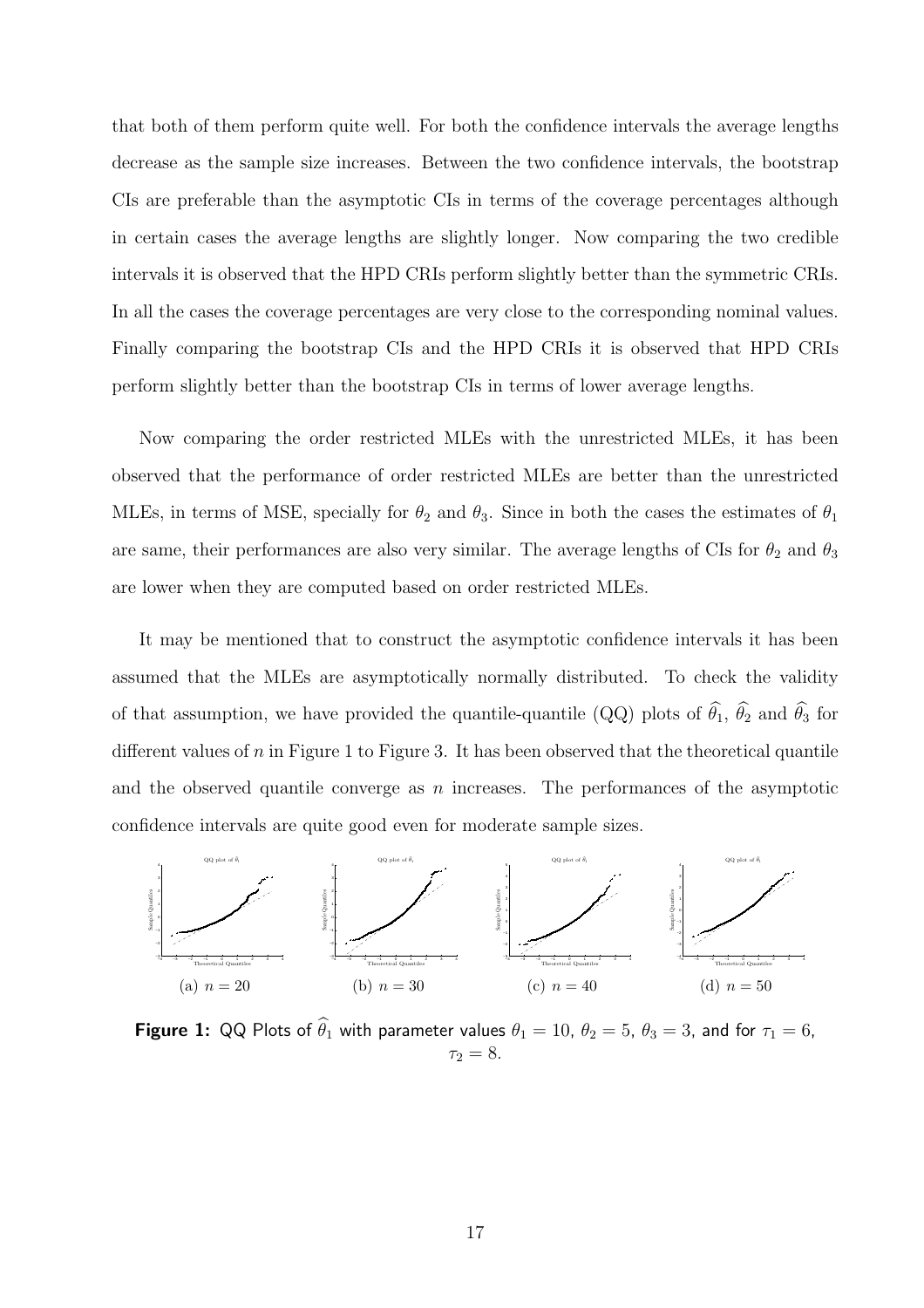that both of them perform quite well. For both the confidence intervals the average lengths decrease as the sample size increases. Between the two confidence intervals, the bootstrap CIs are preferable than the asymptotic CIs in terms of the coverage percentages although in certain cases the average lengths are slightly longer. Now comparing the two credible intervals it is observed that the HPD CRIs perform slightly better than the symmetric CRIs. In all the cases the coverage percentages are very close to the corresponding nominal values. Finally comparing the bootstrap CIs and the HPD CRIs it is observed that HPD CRIs perform slightly better than the bootstrap CIs in terms of lower average lengths.

Now comparing the order restricted MLEs with the unrestricted MLEs, it has been observed that the performance of order restricted MLEs are better than the unrestricted MLEs, in terms of MSE, specially for $\theta_2$ and $\theta_3$. Since in both the cases the estimates of $\theta_1$ are same, their performances are also very similar. The average lengths of CIs for $\theta_2$ and $\theta_3$ are lower when they are computed based on order restricted MLEs.

It may be mentioned that to construct the asymptotic confidence intervals it has been assumed that the MLEs are asymptotically normally distributed. To check the validity of that assumption, we have provided the quantile-quantile (QQ) plots of $\widehat{\theta}_1$, $\widehat{\theta}_2$ and $\widehat{\theta}_3$ for different values of $n$ in Figure 1 to Figure 3. It has been observed that the theoretical quantile and the observed quantile converge as $n$ increases. The performances of the asymptotic confidence intervals are quite good even for moderate sample sizes.

(a) $n = 20$ (b) $n = 30$ (c) $n = 40$ (d) $n = 50$

**Figure 1:** QQ Plots of $\widehat{\theta}_1$ with parameter values $\theta_1 = 10$, $\theta_2 = 5$, $\theta_3 = 3$, and for $\tau_1 = 6$, $\tau_2 = 8$.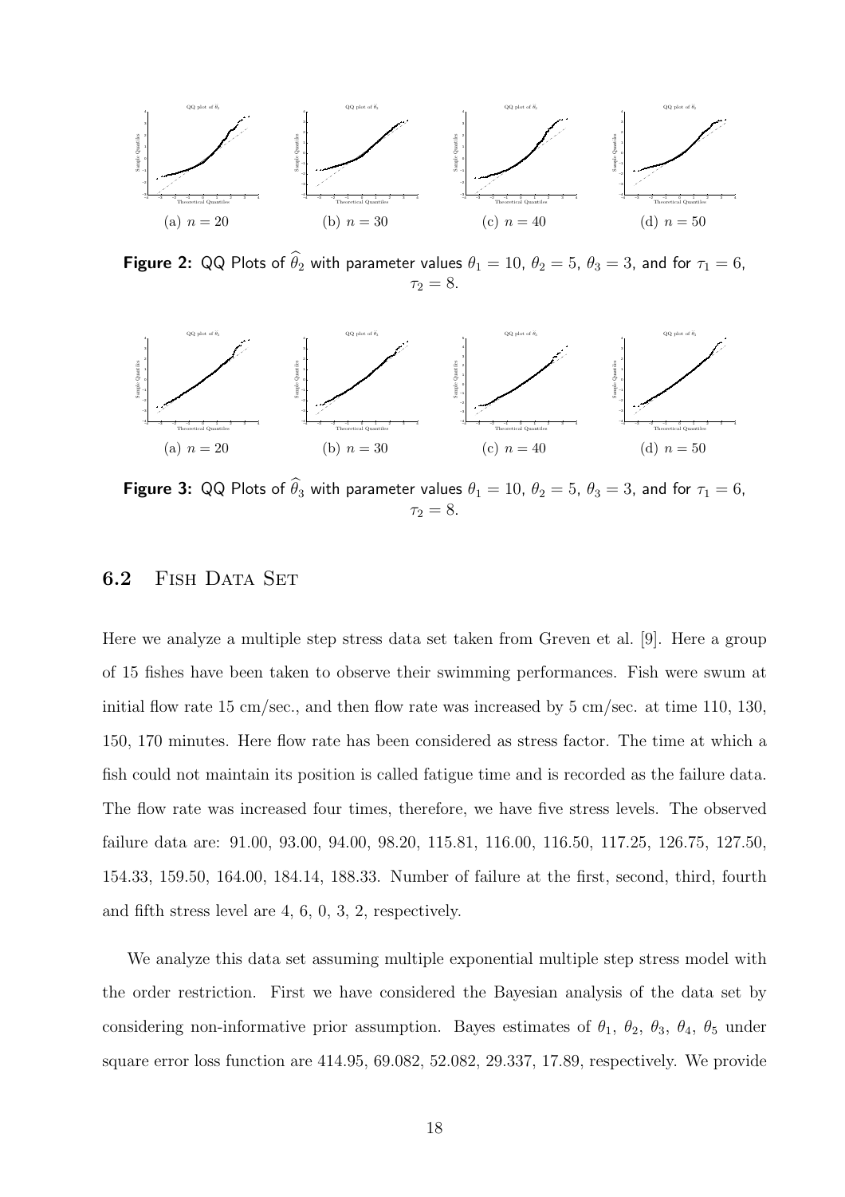(a) $n = 20$ (b) $n = 30$ (c) $n = 40$ (d) $n = 50$

**Figure 2:** QQ Plots of $\widehat{\theta}_2$ with parameter values $\theta_1 = 10$, $\theta_2 = 5$, $\theta_3 = 3$, and for $\tau_1 = 6$, $\tau_2 = 8$.

(a) $n = 20$ (b) $n = 30$ (c) $n = 40$ (d) $n = 50$

**Figure 3:** QQ Plots of $\widehat{\theta}_3$ with parameter values $\theta_1 = 10$, $\theta_2 = 5$, $\theta_3 = 3$, and for $\tau_1 = 6$, $\tau_2 = 8$.

## 6.2 Fish Data Set

Here we analyze a multiple step stress data set taken from Greven et al. [9]. Here a group of 15 fishes have been taken to observe their swimming performances. Fish were swum at initial flow rate 15 cm/sec., and then flow rate was increased by 5 cm/sec. at time 110, 130, 150, 170 minutes. Here flow rate has been considered as stress factor. The time at which a fish could not maintain its position is called fatigue time and is recorded as the failure data. The flow rate was increased four times, therefore, we have five stress levels. The observed failure data are: 91.00, 93.00, 94.00, 98.20, 115.81, 116.00, 116.50, 117.25, 126.75, 127.50, 154.33, 159.50, 164.00, 184.14, 188.33. Number of failure at the first, second, third, fourth and fifth stress level are 4, 6, 0, 3, 2, respectively.

We analyze this data set assuming multiple exponential multiple step stress model with the order restriction. First we have considered the Bayesian analysis of the data set by considering non-informative prior assumption. Bayes estimates of $\theta_1$, $\theta_2$, $\theta_3$, $\theta_4$, $\theta_5$ under square error loss function are 414.95, 69.082, 52.082, 29.337, 17.89, respectively. We provide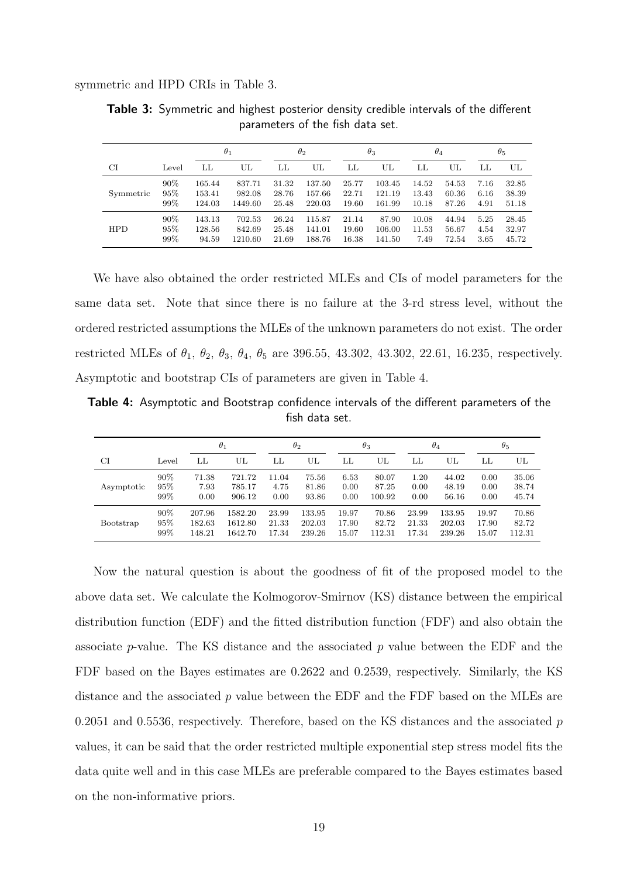symmetric and HPD CRIs in Table 3.

**Table 3:** Symmetric and highest posterior density credible intervals of the different parameters of the fish data set.

| | | $\theta_1$ | | $\theta_2$ | | $\theta_3$ | | $\theta_4$ | | $\theta_5$ | |
|---|---|---|---|---|---|---|---|---|---|---|---|
| CI | Level | LL | UL | LL | UL | LL | UL | LL | UL | LL | UL |
| Symmetric | 90% | 165.44 | 837.71 | 31.32 | 137.50 | 25.77 | 103.45 | 14.52 | 54.53 | 7.16 | 32.85 |
| | 95% | 153.41 | 982.08 | 28.76 | 157.66 | 22.71 | 121.19 | 13.43 | 60.36 | 6.16 | 38.39 |
| | 99% | 124.03 | 1449.60 | 25.48 | 220.03 | 19.60 | 161.99 | 10.18 | 87.26 | 4.91 | 51.18 |
| HPD | 90% | 143.13 | 702.53 | 26.24 | 115.87 | 21.14 | 87.90 | 10.08 | 44.94 | 5.25 | 28.45 |
| | 95% | 128.56 | 842.69 | 25.48 | 141.01 | 19.60 | 106.00 | 11.53 | 56.67 | 4.54 | 32.97 |
| | 99% | 94.59 | 1210.60 | 21.69 | 188.76 | 16.38 | 141.50 | 7.49 | 72.54 | 3.65 | 45.72 |

We have also obtained the order restricted MLEs and CIs of model parameters for the same data set. Note that since there is no failure at the 3-rd stress level, without the ordered restricted assumptions the MLEs of the unknown parameters do not exist. The order restricted MLEs of $\theta_1$, $\theta_2$, $\theta_3$, $\theta_4$, $\theta_5$ are 396.55, 43.302, 43.302, 22.61, 16.235, respectively. Asymptotic and bootstrap CIs of parameters are given in Table 4.

**Table 4:** Asymptotic and Bootstrap confidence intervals of the different parameters of the fish data set.

| | | $\theta_1$ | | $\theta_2$ | | $\theta_3$ | | $\theta_4$ | | $\theta_5$ | |
|---|---|---|---|---|---|---|---|---|---|---|---|
| CI | Level | LL | UL | LL | UL | LL | UL | LL | UL | LL | UL |
| Asymptotic | 90% | 71.38 | 721.72 | 11.04 | 75.56 | 6.53 | 80.07 | 1.20 | 44.02 | 0.00 | 35.06 |
| | 95% | 7.93 | 785.17 | 4.75 | 81.86 | 0.00 | 87.25 | 0.00 | 48.19 | 0.00 | 38.74 |
| | 99% | 0.00 | 906.12 | 0.00 | 93.86 | 0.00 | 100.92 | 0.00 | 56.16 | 0.00 | 45.74 |
| Bootstrap | 90% | 207.96 | 1582.20 | 23.99 | 133.95 | 19.97 | 70.86 | 23.99 | 133.95 | 19.97 | 70.86 |
| | 95% | 182.63 | 1612.80 | 21.33 | 202.03 | 17.90 | 82.72 | 21.33 | 202.03 | 17.90 | 82.72 |
| | 99% | 148.21 | 1642.70 | 17.34 | 239.26 | 15.07 | 112.31 | 17.34 | 239.26 | 15.07 | 112.31 |

Now the natural question is about the goodness of fit of the proposed model to the above data set. We calculate the Kolmogorov-Smirnov (KS) distance between the empirical distribution function (EDF) and the fitted distribution function (FDF) and also obtain the associate $p$-value. The KS distance and the associated $p$ value between the EDF and the FDF based on the Bayes estimates are 0.2622 and 0.2539, respectively. Similarly, the KS distance and the associated $p$ value between the EDF and the FDF based on the MLEs are 0.2051 and 0.5536, respectively. Therefore, based on the KS distances and the associated $p$ values, it can be said that the order restricted multiple exponential step stress model fits the data quite well and in this case MLEs are preferable compared to the Bayes estimates based on the non-informative priors.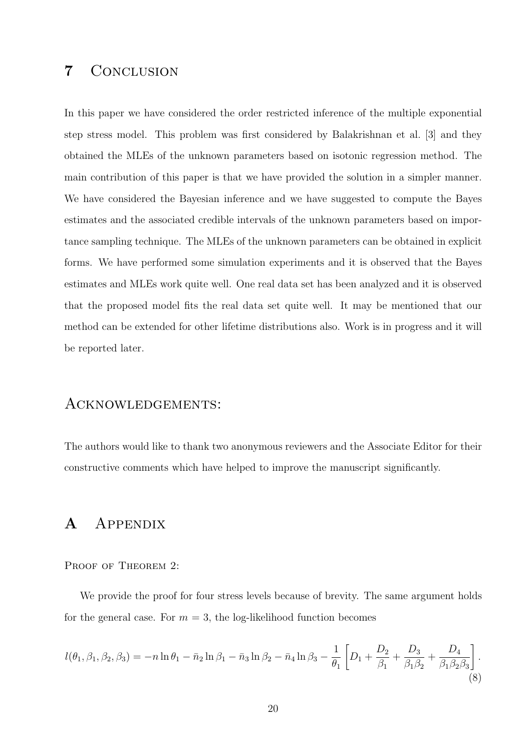## 7 Conclusion

In this paper we have considered the order restricted inference of the multiple exponential step stress model. This problem was first considered by Balakrishnan et al. [3] and they obtained the MLEs of the unknown parameters based on isotonic regression method. The main contribution of this paper is that we have provided the solution in a simpler manner. We have considered the Bayesian inference and we have suggested to compute the Bayes estimates and the associated credible intervals of the unknown parameters based on importance sampling technique. The MLEs of the unknown parameters can be obtained in explicit forms. We have performed some simulation experiments and it is observed that the Bayes estimates and MLEs work quite well. One real data set has been analyzed and it is observed that the proposed model fits the real data set quite well. It may be mentioned that our method can be extended for other lifetime distributions also. Work is in progress and it will be reported later.

## Acknowledgements:

The authors would like to thank two anonymous reviewers and the Associate Editor for their constructive comments which have helped to improve the manuscript significantly.

## A Appendix

Proof of Theorem 2:

We provide the proof for four stress levels because of brevity. The same argument holds for the general case. For $m = 3$, the log-likelihood function becomes

$$l(\theta_1, \beta_1, \beta_2, \beta_3) = -n \ln \theta_1 - \bar{n}_2 \ln \beta_1 - \bar{n}_3 \ln \beta_2 - \bar{n}_4 \ln \beta_3 - \frac{1}{\theta_1} \left[ D_1 + \frac{D_2}{\beta_1} + \frac{D_3}{\beta_1 \beta_2} + \frac{D_4}{\beta_1 \beta_2 \beta_3} \right]. \tag{8}$$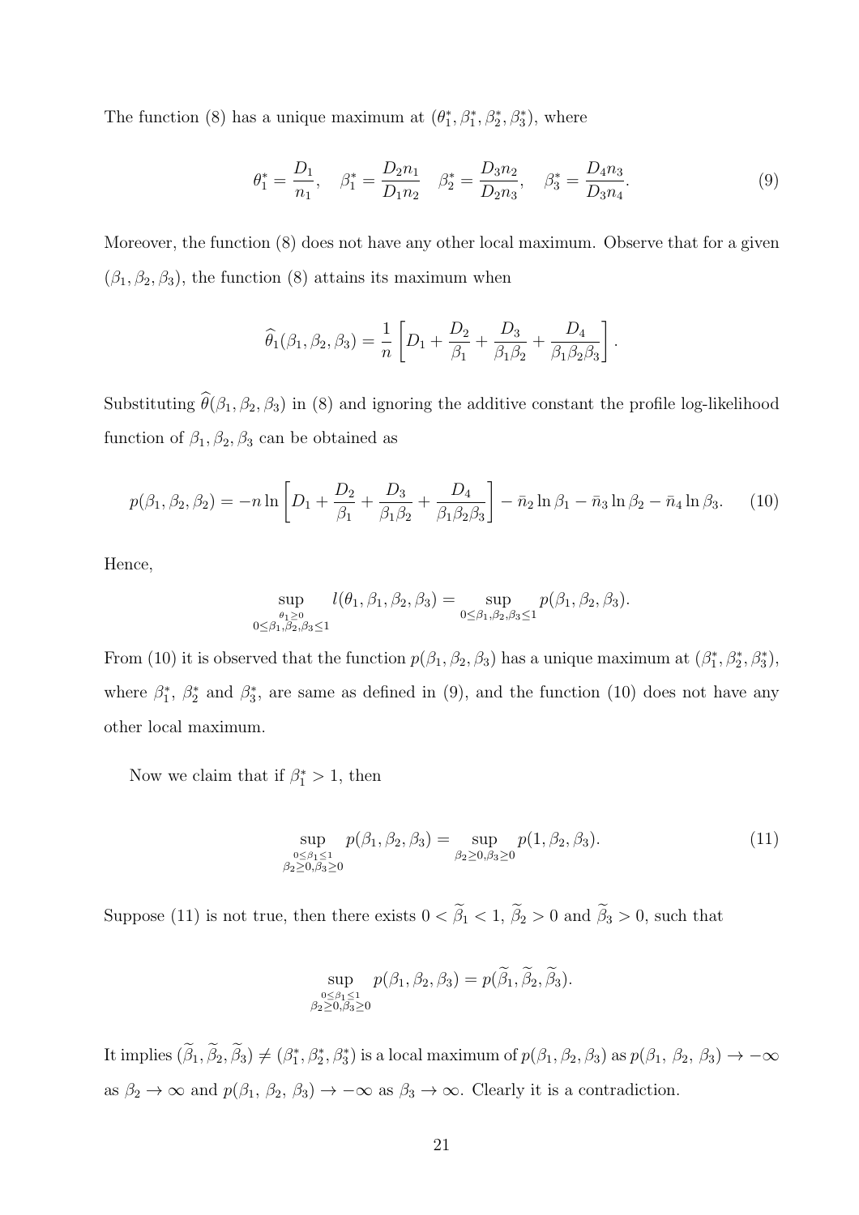The function (8) has a unique maximum at $(\theta_1^*, \beta_1^*, \beta_2^*, \beta_3^*)$, where

$$\theta_1^* = \frac{D_1}{n_1}, \quad \beta_1^* = \frac{D_2 n_1}{D_1 n_2} \quad \beta_2^* = \frac{D_3 n_2}{D_2 n_3}, \quad \beta_3^* = \frac{D_4 n_3}{D_3 n_4}. \tag{9}$$

Moreover, the function (8) does not have any other local maximum. Observe that for a given $(\beta_1, \beta_2, \beta_3)$, the function (8) attains its maximum when

$$\widehat{\theta}_1(\beta_1, \beta_2, \beta_3) = \frac{1}{n}\left[D_1 + \frac{D_2}{\beta_1} + \frac{D_3}{\beta_1\beta_2} + \frac{D_4}{\beta_1\beta_2\beta_3}\right].$$

Substituting $\widehat{\theta}(\beta_1, \beta_2, \beta_3)$ in (8) and ignoring the additive constant the profile log-likelihood function of $\beta_1, \beta_2, \beta_3$ can be obtained as

$$p(\beta_1, \beta_2, \beta_2) = -n \ln\left[D_1 + \frac{D_2}{\beta_1} + \frac{D_3}{\beta_1\beta_2} + \frac{D_4}{\beta_1\beta_2\beta_3}\right] - \bar{n}_2 \ln \beta_1 - \bar{n}_3 \ln \beta_2 - \bar{n}_4 \ln \beta_3. \tag{10}$$

Hence,

$$\sup_{\substack{\theta_1 \geq 0 \\ 0 \leq \beta_1, \beta_2, \beta_3 \leq 1}} l(\theta_1, \beta_1, \beta_2, \beta_3) = \sup_{0 \leq \beta_1, \beta_2, \beta_3 \leq 1} p(\beta_1, \beta_2, \beta_3).$$

From (10) it is observed that the function $p(\beta_1, \beta_2, \beta_3)$ has a unique maximum at $(\beta_1^*, \beta_2^*, \beta_3^*)$, where $\beta_1^*$, $\beta_2^*$ and $\beta_3^*$, are same as defined in (9), and the function (10) does not have any other local maximum.

Now we claim that if $\beta_1^* > 1$, then

$$\sup_{\substack{0 \leq \beta_1 \leq 1 \\ \beta_2 \geq 0, \beta_3 \geq 0}} p(\beta_1, \beta_2, \beta_3) = \sup_{\beta_2 \geq 0, \beta_3 \geq 0} p(1, \beta_2, \beta_3). \tag{11}$$

Suppose (11) is not true, then there exists $0 < \widetilde{\beta}_1 < 1$, $\widetilde{\beta}_2 > 0$ and $\widetilde{\beta}_3 > 0$, such that

$$\sup_{\substack{0 \leq \beta_1 \leq 1 \\ \beta_2 \geq 0, \beta_3 \geq 0}} p(\beta_1, \beta_2, \beta_3) = p(\widetilde{\beta}_1, \widetilde{\beta}_2, \widetilde{\beta}_3).$$

It implies $(\widetilde{\beta}_1, \widetilde{\beta}_2, \widetilde{\beta}_3) \neq (\beta_1^*, \beta_2^*, \beta_3^*)$ is a local maximum of $p(\beta_1, \beta_2, \beta_3)$ as $p(\beta_1, \beta_2, \beta_3) \to -\infty$ as $\beta_2 \to \infty$ and $p(\beta_1, \beta_2, \beta_3) \to -\infty$ as $\beta_3 \to \infty$. Clearly it is a contradiction.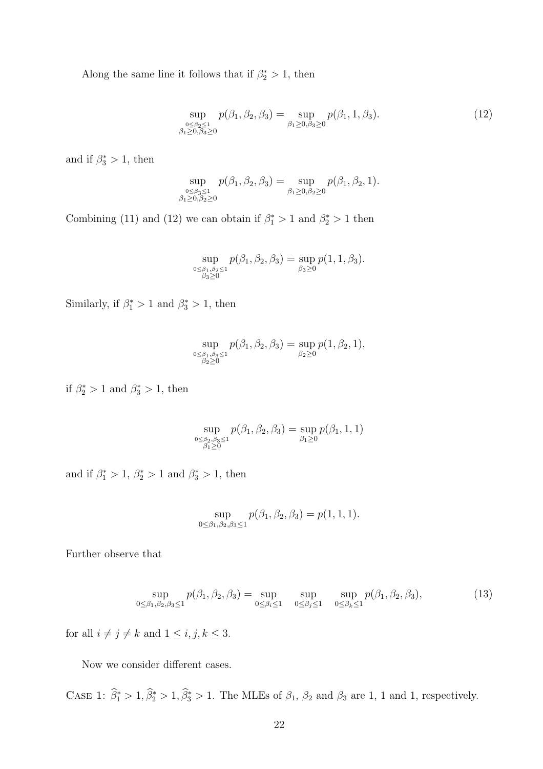Along the same line it follows that if $\beta_2^* > 1$, then

$$\sup_{\substack{0 \le \beta_2 \le 1 \\ \beta_1 \ge 0, \beta_3 \ge 0}} p(\beta_1, \beta_2, \beta_3) = \sup_{\beta_1 \ge 0, \beta_3 \ge 0} p(\beta_1, 1, \beta_3). \tag{12}$$

and if $\beta_3^* > 1$, then

$$\sup_{\substack{0 \le \beta_3 \le 1 \\ \beta_1 \ge 0, \beta_2 \ge 0}} p(\beta_1, \beta_2, \beta_3) = \sup_{\beta_1 \ge 0, \beta_2 \ge 0} p(\beta_1, \beta_2, 1).$$

Combining (11) and (12) we can obtain if $\beta_1^* > 1$ and $\beta_2^* > 1$ then

$$\sup_{\substack{0 \le \beta_1, \beta_2 \le 1 \\ \beta_3 \ge 0}} p(\beta_1, \beta_2, \beta_3) = \sup_{\beta_3 \ge 0} p(1, 1, \beta_3).$$

Similarly, if $\beta_1^* > 1$ and $\beta_3^* > 1$, then

$$\sup_{\substack{0 \le \beta_1, \beta_3 \le 1 \\ \beta_2 \ge 0}} p(\beta_1, \beta_2, \beta_3) = \sup_{\beta_2 \ge 0} p(1, \beta_2, 1),$$

if $\beta_2^* > 1$ and $\beta_3^* > 1$, then

$$\sup_{\substack{0 \le \beta_2, \beta_3 \le 1 \\ \beta_1 \ge 0}} p(\beta_1, \beta_2, \beta_3) = \sup_{\beta_1 \ge 0} p(\beta_1, 1, 1)$$

and if $\beta_1^* > 1$, $\beta_2^* > 1$ and $\beta_3^* > 1$, then

$$\sup_{0 \le \beta_1, \beta_2, \beta_3 \le 1} p(\beta_1, \beta_2, \beta_3) = p(1, 1, 1).$$

Further observe that

$$\sup_{0 \le \beta_1, \beta_2, \beta_3 \le 1} p(\beta_1, \beta_2, \beta_3) = \sup_{0 \le \beta_i \le 1} \sup_{0 \le \beta_j \le 1} \sup_{0 \le \beta_k \le 1} p(\beta_1, \beta_2, \beta_3), \tag{13}$$

for all $i \ne j \ne k$ and $1 \le i, j, k \le 3$.

Now we consider different cases.

Case 1: $\widehat{\beta}_1^* > 1, \widehat{\beta}_2^* > 1, \widehat{\beta}_3^* > 1$. The MLEs of $\beta_1$, $\beta_2$ and $\beta_3$ are 1, 1 and 1, respectively.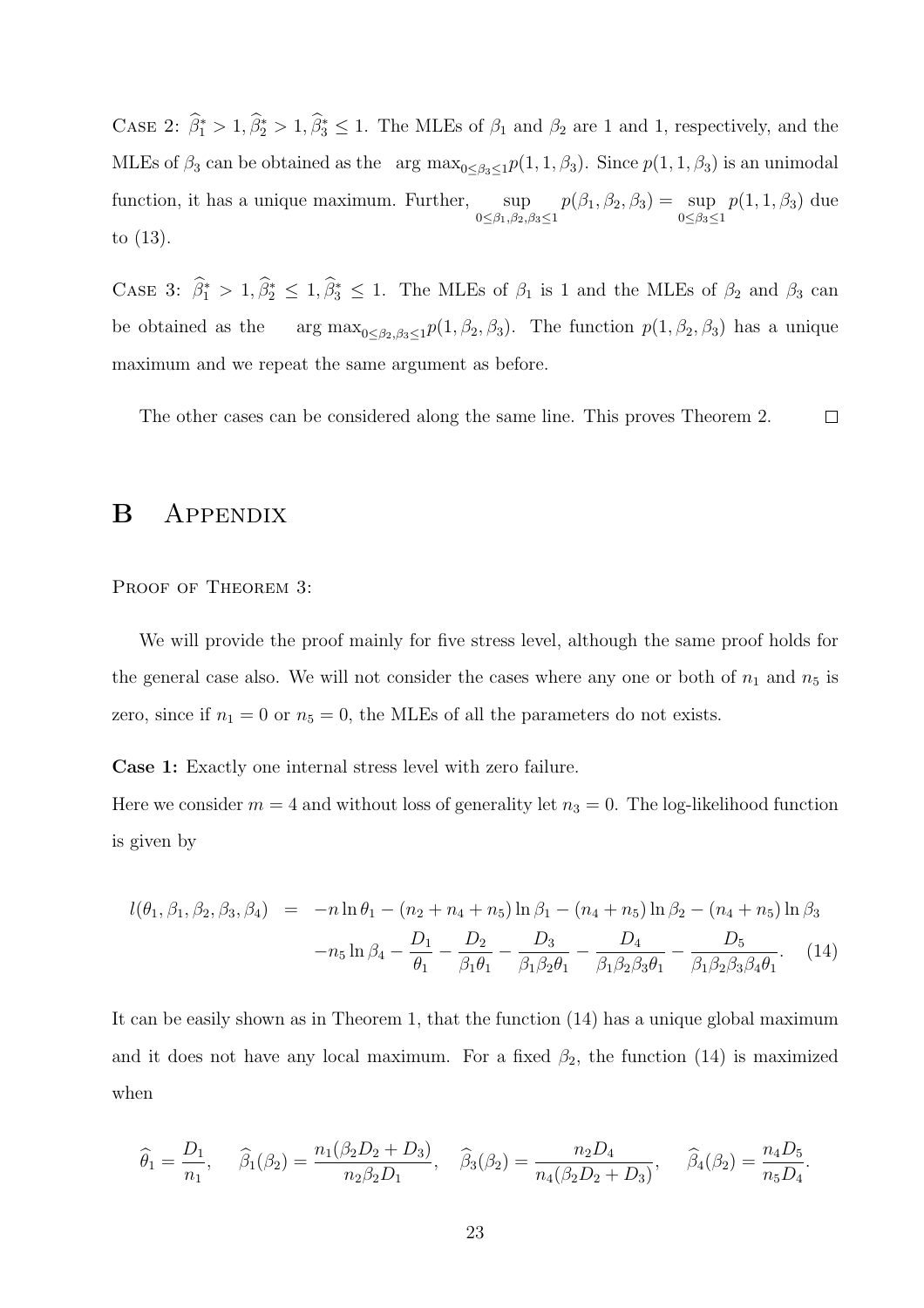CASE 2: $\widehat{\beta}_1^* > 1, \widehat{\beta}_2^* > 1, \widehat{\beta}_3^* \leq 1$. The MLEs of $\beta_1$ and $\beta_2$ are 1 and 1, respectively, and the MLEs of $\beta_3$ can be obtained as the $\arg\max_{0 \leq \beta_3 \leq 1} p(1, 1, \beta_3)$. Since $p(1, 1, \beta_3)$ is an unimodal function, it has a unique maximum. Further, $\sup_{0 \leq \beta_1, \beta_2, \beta_3 \leq 1} p(\beta_1, \beta_2, \beta_3) = \sup_{0 \leq \beta_3 \leq 1} p(1, 1, \beta_3)$ due to (13).

CASE 3: $\widehat{\beta}_1^* > 1, \widehat{\beta}_2^* \leq 1, \widehat{\beta}_3^* \leq 1$. The MLEs of $\beta_1$ is 1 and the MLEs of $\beta_2$ and $\beta_3$ can be obtained as the $\arg\max_{0 \leq \beta_2, \beta_3 \leq 1} p(1, \beta_2, \beta_3)$. The function $p(1, \beta_2, \beta_3)$ has a unique maximum and we repeat the same argument as before.

The other cases can be considered along the same line. This proves Theorem 2. $\square$

# B Appendix

PROOF OF THEOREM 3:

We will provide the proof mainly for five stress level, although the same proof holds for the general case also. We will not consider the cases where any one or both of $n_1$ and $n_5$ is zero, since if $n_1 = 0$ or $n_5 = 0$, the MLEs of all the parameters do not exists.

**Case 1:** Exactly one internal stress level with zero failure.

Here we consider $m = 4$ and without loss of generality let $n_3 = 0$. The log-likelihood function is given by

$$
\begin{aligned}
l(\theta_1, \beta_1, \beta_2, \beta_3, \beta_4) &= -n \ln \theta_1 - (n_2 + n_4 + n_5) \ln \beta_1 - (n_4 + n_5) \ln \beta_2 - (n_4 + n_5) \ln \beta_3 \\
&\quad - n_5 \ln \beta_4 - \frac{D_1}{\theta_1} - \frac{D_2}{\beta_1 \theta_1} - \frac{D_3}{\beta_1 \beta_2 \theta_1} - \frac{D_4}{\beta_1 \beta_2 \beta_3 \theta_1} - \frac{D_5}{\beta_1 \beta_2 \beta_3 \beta_4 \theta_1}. \quad (14)
\end{aligned}
$$

It can be easily shown as in Theorem 1, that the function (14) has a unique global maximum and it does not have any local maximum. For a fixed $\beta_2$, the function (14) is maximized when

$$
\widehat{\theta}_1 = \frac{D_1}{n_1}, \quad \widehat{\beta}_1(\beta_2) = \frac{n_1(\beta_2 D_2 + D_3)}{n_2 \beta_2 D_1}, \quad \widehat{\beta}_3(\beta_2) = \frac{n_2 D_4}{n_4(\beta_2 D_2 + D_3)}, \quad \widehat{\beta}_4(\beta_2) = \frac{n_4 D_5}{n_5 D_4}.
$$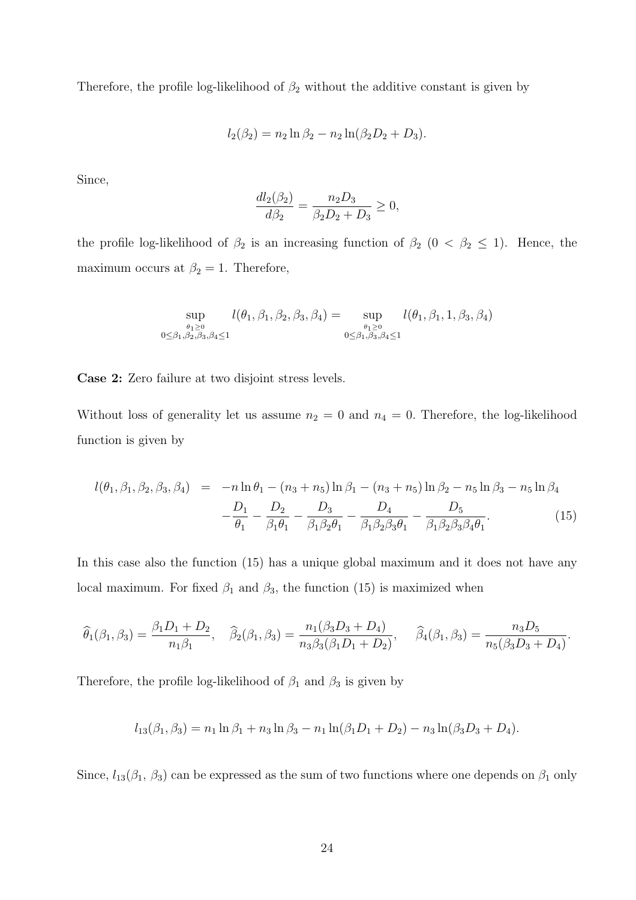Therefore, the profile log-likelihood of $\beta_2$ without the additive constant is given by

$$l_2(\beta_2) = n_2 \ln \beta_2 - n_2 \ln(\beta_2 D_2 + D_3).$$

Since,

$$\frac{dl_2(\beta_2)}{d\beta_2} = \frac{n_2 D_3}{\beta_2 D_2 + D_3} \geq 0,$$

the profile log-likelihood of $\beta_2$ is an increasing function of $\beta_2$ ($0 < \beta_2 \leq 1$). Hence, the maximum occurs at $\beta_2 = 1$. Therefore,

$$\sup_{\substack{\theta_1 \geq 0 \\ 0 \leq \beta_1, \beta_2, \beta_3, \beta_4 \leq 1}} l(\theta_1, \beta_1, \beta_2, \beta_3, \beta_4) = \sup_{\substack{\theta_1 \geq 0 \\ 0 \leq \beta_1, \beta_3, \beta_4 \leq 1}} l(\theta_1, \beta_1, 1, \beta_3, \beta_4)$$

**Case 2:** Zero failure at two disjoint stress levels.

Without loss of generality let us assume $n_2 = 0$ and $n_4 = 0$. Therefore, the log-likelihood function is given by

$$\begin{aligned} l(\theta_1, \beta_1, \beta_2, \beta_3, \beta_4) &= -n \ln \theta_1 - (n_3 + n_5) \ln \beta_1 - (n_3 + n_5) \ln \beta_2 - n_5 \ln \beta_3 - n_5 \ln \beta_4 \\ &\quad - \frac{D_1}{\theta_1} - \frac{D_2}{\beta_1 \theta_1} - \frac{D_3}{\beta_1 \beta_2 \theta_1} - \frac{D_4}{\beta_1 \beta_2 \beta_3 \theta_1} - \frac{D_5}{\beta_1 \beta_2 \beta_3 \beta_4 \theta_1}. \end{aligned} \tag{15}$$

In this case also the function (15) has a unique global maximum and it does not have any local maximum. For fixed $\beta_1$ and $\beta_3$, the function (15) is maximized when

$$\widehat{\theta}_1(\beta_1, \beta_3) = \frac{\beta_1 D_1 + D_2}{n_1 \beta_1}, \quad \widehat{\beta}_2(\beta_1, \beta_3) = \frac{n_1(\beta_3 D_3 + D_4)}{n_3 \beta_3 (\beta_1 D_1 + D_2)}, \quad \widehat{\beta}_4(\beta_1, \beta_3) = \frac{n_3 D_5}{n_5(\beta_3 D_3 + D_4)}.$$

Therefore, the profile log-likelihood of $\beta_1$ and $\beta_3$ is given by

$$l_{13}(\beta_1, \beta_3) = n_1 \ln \beta_1 + n_3 \ln \beta_3 - n_1 \ln(\beta_1 D_1 + D_2) - n_3 \ln(\beta_3 D_3 + D_4).$$

Since, $l_{13}(\beta_1, \beta_3)$ can be expressed as the sum of two functions where one depends on $\beta_1$ only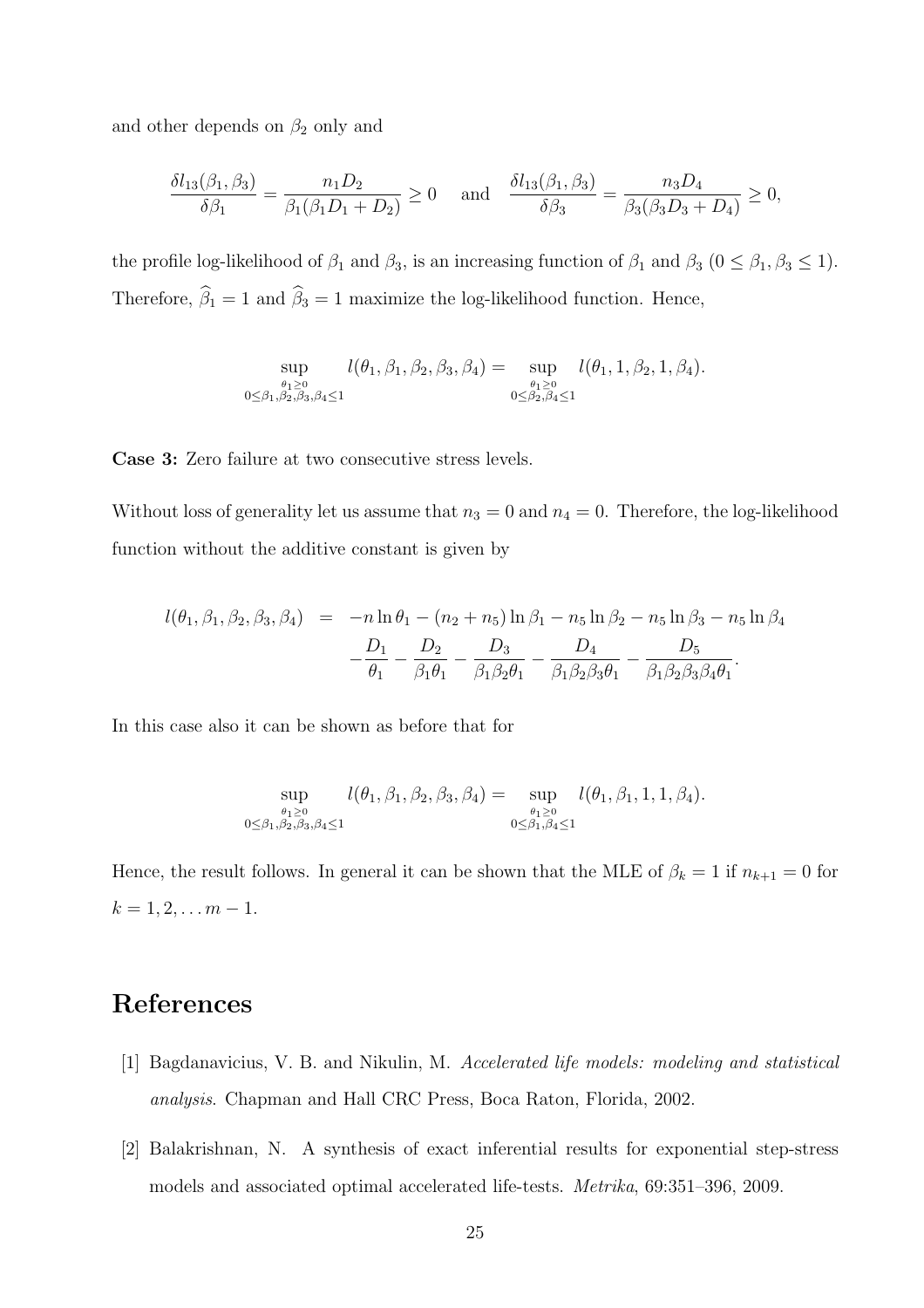and other depends on $\beta_2$ only and

$$\frac{\delta l_{13}(\beta_1,\beta_3)}{\delta\beta_1} = \frac{n_1 D_2}{\beta_1(\beta_1 D_1 + D_2)} \geq 0 \quad \text{and} \quad \frac{\delta l_{13}(\beta_1,\beta_3)}{\delta\beta_3} = \frac{n_3 D_4}{\beta_3(\beta_3 D_3 + D_4)} \geq 0,$$

the profile log-likelihood of $\beta_1$ and $\beta_3$, is an increasing function of $\beta_1$ and $\beta_3$ ($0 \leq \beta_1, \beta_3 \leq 1$). Therefore, $\widehat{\beta}_1 = 1$ and $\widehat{\beta}_3 = 1$ maximize the log-likelihood function. Hence,

$$\sup_{\substack{\theta_1 \geq 0 \\ 0 \leq \beta_1,\beta_2,\beta_3,\beta_4 \leq 1}} l(\theta_1,\beta_1,\beta_2,\beta_3,\beta_4) = \sup_{\substack{\theta_1 \geq 0 \\ 0 \leq \beta_2,\beta_4 \leq 1}} l(\theta_1, 1, \beta_2, 1, \beta_4).$$

**Case 3:** Zero failure at two consecutive stress levels.

Without loss of generality let us assume that $n_3 = 0$ and $n_4 = 0$. Therefore, the log-likelihood function without the additive constant is given by

$$\begin{aligned} l(\theta_1,\beta_1,\beta_2,\beta_3,\beta_4) &= -n \ln \theta_1 - (n_2 + n_5) \ln \beta_1 - n_5 \ln \beta_2 - n_5 \ln \beta_3 - n_5 \ln \beta_4 \\ &\quad - \frac{D_1}{\theta_1} - \frac{D_2}{\beta_1 \theta_1} - \frac{D_3}{\beta_1 \beta_2 \theta_1} - \frac{D_4}{\beta_1 \beta_2 \beta_3 \theta_1} - \frac{D_5}{\beta_1 \beta_2 \beta_3 \beta_4 \theta_1}. \end{aligned}$$

In this case also it can be shown as before that for

$$\sup_{\substack{\theta_1 \geq 0 \\ 0 \leq \beta_1,\beta_2,\beta_3,\beta_4 \leq 1}} l(\theta_1,\beta_1,\beta_2,\beta_3,\beta_4) = \sup_{\substack{\theta_1 \geq 0 \\ 0 \leq \beta_1,\beta_4 \leq 1}} l(\theta_1, \beta_1, 1, 1, \beta_4).$$

Hence, the result follows. In general it can be shown that the MLE of $\beta_k = 1$ if $n_{k+1} = 0$ for $k = 1, 2, \ldots m - 1$.

# References

[1] Bagdanavicius, V. B. and Nikulin, M. *Accelerated life models: modeling and statistical analysis*. Chapman and Hall CRC Press, Boca Raton, Florida, 2002.

[2] Balakrishnan, N. A synthesis of exact inferential results for exponential step-stress models and associated optimal accelerated life-tests. *Metrika*, 69:351–396, 2009.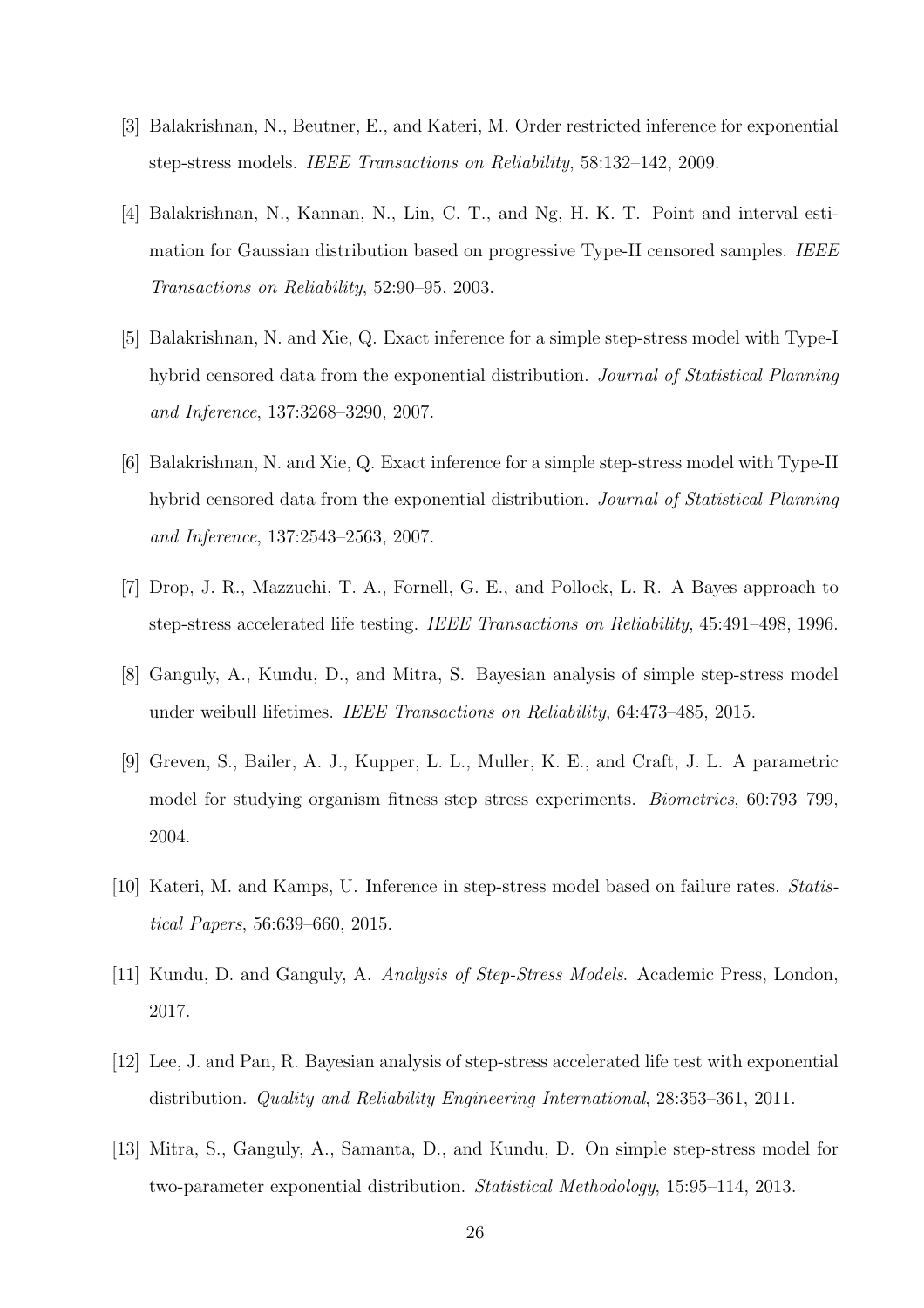[3] Balakrishnan, N., Beutner, E., and Kateri, M. Order restricted inference for exponential step-stress models. *IEEE Transactions on Reliability*, 58:132–142, 2009.

[4] Balakrishnan, N., Kannan, N., Lin, C. T., and Ng, H. K. T. Point and interval estimation for Gaussian distribution based on progressive Type-II censored samples. *IEEE Transactions on Reliability*, 52:90–95, 2003.

[5] Balakrishnan, N. and Xie, Q. Exact inference for a simple step-stress model with Type-I hybrid censored data from the exponential distribution. *Journal of Statistical Planning and Inference*, 137:3268–3290, 2007.

[6] Balakrishnan, N. and Xie, Q. Exact inference for a simple step-stress model with Type-II hybrid censored data from the exponential distribution. *Journal of Statistical Planning and Inference*, 137:2543–2563, 2007.

[7] Drop, J. R., Mazzuchi, T. A., Fornell, G. E., and Pollock, L. R. A Bayes approach to step-stress accelerated life testing. *IEEE Transactions on Reliability*, 45:491–498, 1996.

[8] Ganguly, A., Kundu, D., and Mitra, S. Bayesian analysis of simple step-stress model under weibull lifetimes. *IEEE Transactions on Reliability*, 64:473–485, 2015.

[9] Greven, S., Bailer, A. J., Kupper, L. L., Muller, K. E., and Craft, J. L. A parametric model for studying organism fitness step stress experiments. *Biometrics*, 60:793–799, 2004.

[10] Kateri, M. and Kamps, U. Inference in step-stress model based on failure rates. *Statistical Papers*, 56:639–660, 2015.

[11] Kundu, D. and Ganguly, A. *Analysis of Step-Stress Models*. Academic Press, London, 2017.

[12] Lee, J. and Pan, R. Bayesian analysis of step-stress accelerated life test with exponential distribution. *Quality and Reliability Engineering International*, 28:353–361, 2011.

[13] Mitra, S., Ganguly, A., Samanta, D., and Kundu, D. On simple step-stress model for two-parameter exponential distribution. *Statistical Methodology*, 15:95–114, 2013.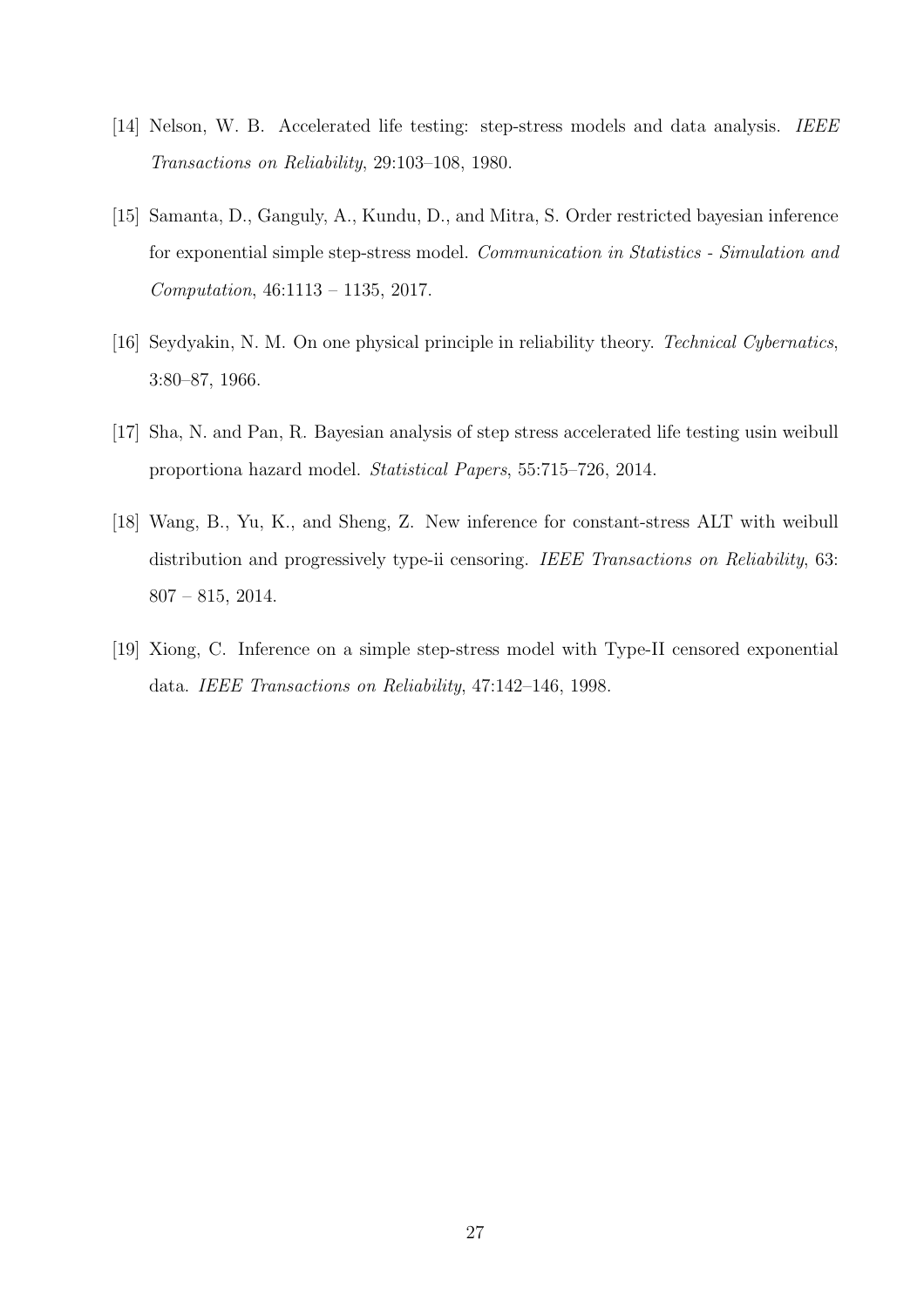[14] Nelson, W. B. Accelerated life testing: step-stress models and data analysis. *IEEE Transactions on Reliability*, 29:103–108, 1980.

[15] Samanta, D., Ganguly, A., Kundu, D., and Mitra, S. Order restricted bayesian inference for exponential simple step-stress model. *Communication in Statistics - Simulation and Computation*, 46:1113 – 1135, 2017.

[16] Seydyakin, N. M. On one physical principle in reliability theory. *Technical Cybernatics*, 3:80–87, 1966.

[17] Sha, N. and Pan, R. Bayesian analysis of step stress accelerated life testing usin weibull proportiona hazard model. *Statistical Papers*, 55:715–726, 2014.

[18] Wang, B., Yu, K., and Sheng, Z. New inference for constant-stress ALT with weibull distribution and progressively type-ii censoring. *IEEE Transactions on Reliability*, 63: 807 – 815, 2014.

[19] Xiong, C. Inference on a simple step-stress model with Type-II censored exponential data. *IEEE Transactions on Reliability*, 47:142–146, 1998.